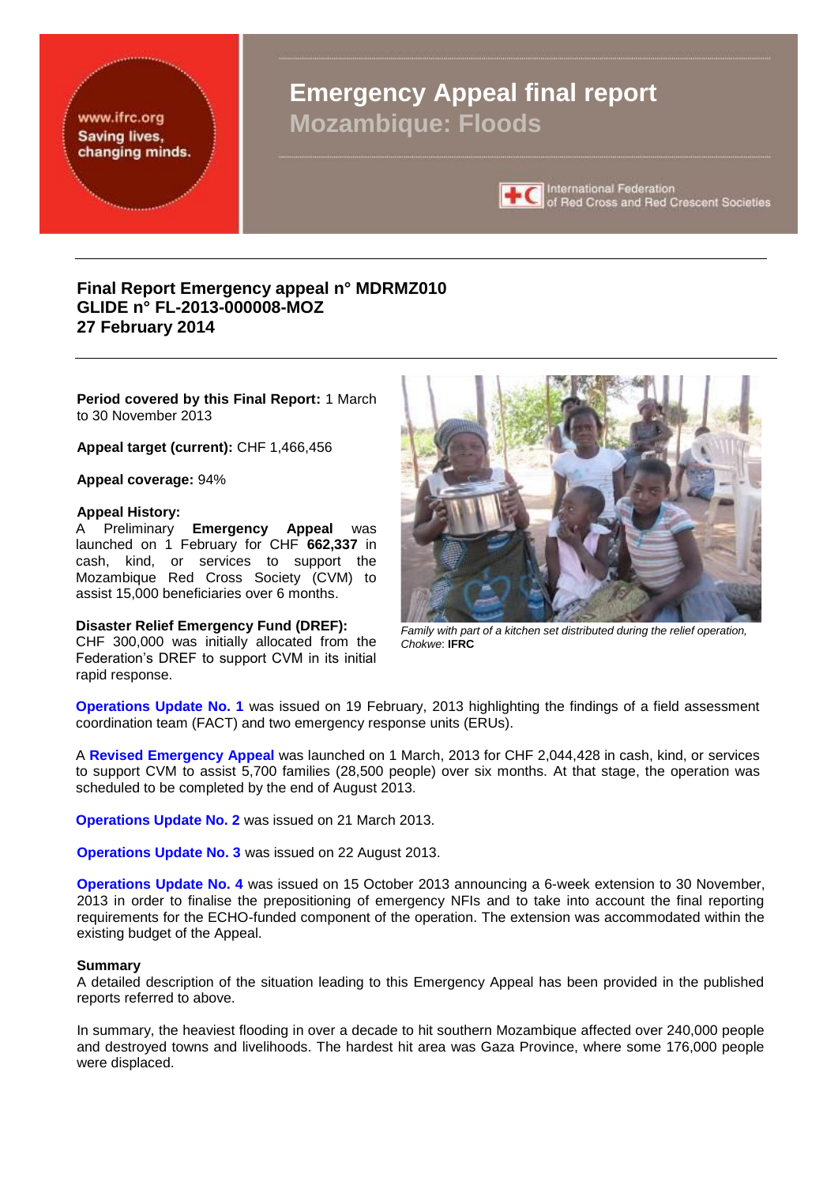www.ifrc.org
Saving lives, changing minds.

# Emergency Appeal final report
## Mozambique: Floods

International Federation of Red Cross and Red Crescent Societies

**Final Report Emergency appeal n° MDRMZ010**
**GLIDE n° FL-2013-000008-MOZ**
**27 February 2014**

**Period covered by this Final Report:** 1 March to 30 November 2013

**Appeal target (current):** CHF 1,466,456

**Appeal coverage:** 94%

**Appeal History:**
A Preliminary **Emergency Appeal** was launched on 1 February for CHF **662,337** in cash, kind, or services to support the Mozambique Red Cross Society (CVM) to assist 15,000 beneficiaries over 6 months.

**Disaster Relief Emergency Fund (DREF):**
CHF 300,000 was initially allocated from the Federation's DREF to support CVM in its initial rapid response.

*Family with part of a kitchen set distributed during the relief operation, Chokwe*: **IFRC**

**Operations Update No. 1** was issued on 19 February, 2013 highlighting the findings of a field assessment coordination team (FACT) and two emergency response units (ERUs).

A **Revised Emergency Appeal** was launched on 1 March, 2013 for CHF 2,044,428 in cash, kind, or services to support CVM to assist 5,700 families (28,500 people) over six months. At that stage, the operation was scheduled to be completed by the end of August 2013.

**Operations Update No. 2** was issued on 21 March 2013.

**Operations Update No. 3** was issued on 22 August 2013.

**Operations Update No. 4** was issued on 15 October 2013 announcing a 6-week extension to 30 November, 2013 in order to finalise the prepositioning of emergency NFIs and to take into account the final reporting requirements for the ECHO-funded component of the operation. The extension was accommodated within the existing budget of the Appeal.

**Summary**
A detailed description of the situation leading to this Emergency Appeal has been provided in the published reports referred to above.

In summary, the heaviest flooding in over a decade to hit southern Mozambique affected over 240,000 people and destroyed towns and livelihoods. The hardest hit area was Gaza Province, where some 176,000 people were displaced.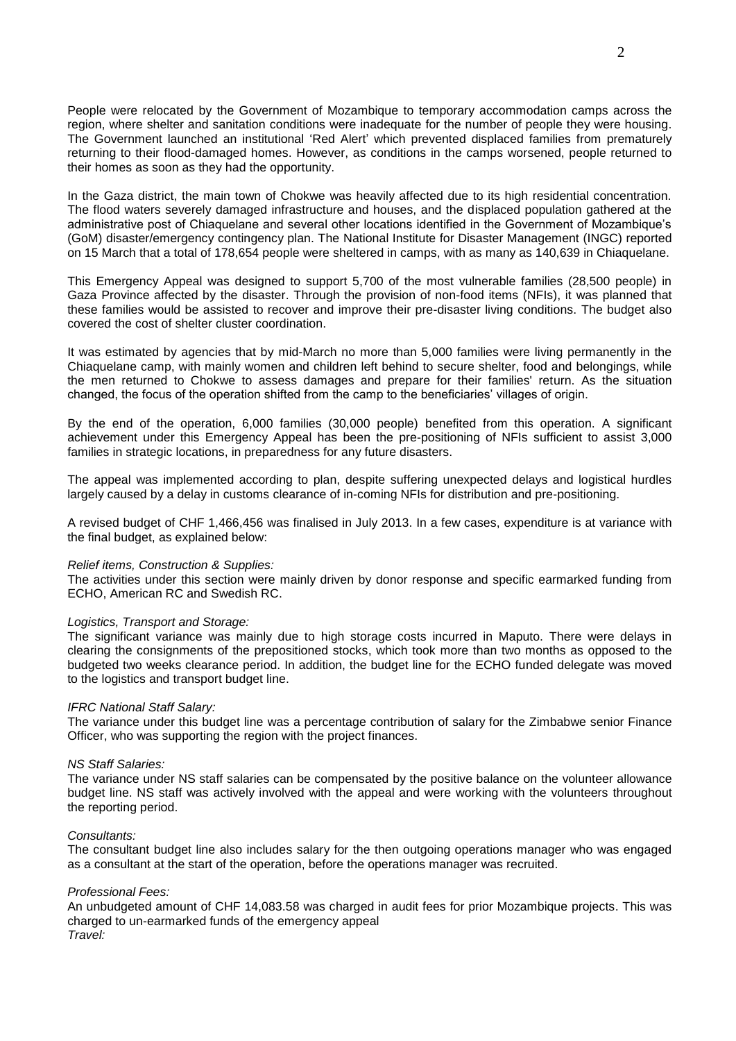People were relocated by the Government of Mozambique to temporary accommodation camps across the region, where shelter and sanitation conditions were inadequate for the number of people they were housing. The Government launched an institutional 'Red Alert' which prevented displaced families from prematurely returning to their flood-damaged homes. However, as conditions in the camps worsened, people returned to their homes as soon as they had the opportunity.

In the Gaza district, the main town of Chokwe was heavily affected due to its high residential concentration. The flood waters severely damaged infrastructure and houses, and the displaced population gathered at the administrative post of Chiaquelane and several other locations identified in the Government of Mozambique's (GoM) disaster/emergency contingency plan. The National Institute for Disaster Management (INGC) reported on 15 March that a total of 178,654 people were sheltered in camps, with as many as 140,639 in Chiaquelane.

This Emergency Appeal was designed to support 5,700 of the most vulnerable families (28,500 people) in Gaza Province affected by the disaster. Through the provision of non-food items (NFIs), it was planned that these families would be assisted to recover and improve their pre-disaster living conditions. The budget also covered the cost of shelter cluster coordination.

It was estimated by agencies that by mid-March no more than 5,000 families were living permanently in the Chiaquelane camp, with mainly women and children left behind to secure shelter, food and belongings, while the men returned to Chokwe to assess damages and prepare for their families' return. As the situation changed, the focus of the operation shifted from the camp to the beneficiaries' villages of origin.

By the end of the operation, 6,000 families (30,000 people) benefited from this operation. A significant achievement under this Emergency Appeal has been the pre-positioning of NFIs sufficient to assist 3,000 families in strategic locations, in preparedness for any future disasters.

The appeal was implemented according to plan, despite suffering unexpected delays and logistical hurdles largely caused by a delay in customs clearance of in-coming NFIs for distribution and pre-positioning.

A revised budget of CHF 1,466,456 was finalised in July 2013. In a few cases, expenditure is at variance with the final budget, as explained below:

*Relief items, Construction & Supplies:*
The activities under this section were mainly driven by donor response and specific earmarked funding from ECHO, American RC and Swedish RC.

*Logistics, Transport and Storage:*
The significant variance was mainly due to high storage costs incurred in Maputo. There were delays in clearing the consignments of the prepositioned stocks, which took more than two months as opposed to the budgeted two weeks clearance period. In addition, the budget line for the ECHO funded delegate was moved to the logistics and transport budget line.

*IFRC National Staff Salary:*
The variance under this budget line was a percentage contribution of salary for the Zimbabwe senior Finance Officer, who was supporting the region with the project finances.

*NS Staff Salaries:*
The variance under NS staff salaries can be compensated by the positive balance on the volunteer allowance budget line. NS staff was actively involved with the appeal and were working with the volunteers throughout the reporting period.

*Consultants:*
The consultant budget line also includes salary for the then outgoing operations manager who was engaged as a consultant at the start of the operation, before the operations manager was recruited.

*Professional Fees:*
An unbudgeted amount of CHF 14,083.58 was charged in audit fees for prior Mozambique projects. This was charged to un-earmarked funds of the emergency appeal

*Travel:*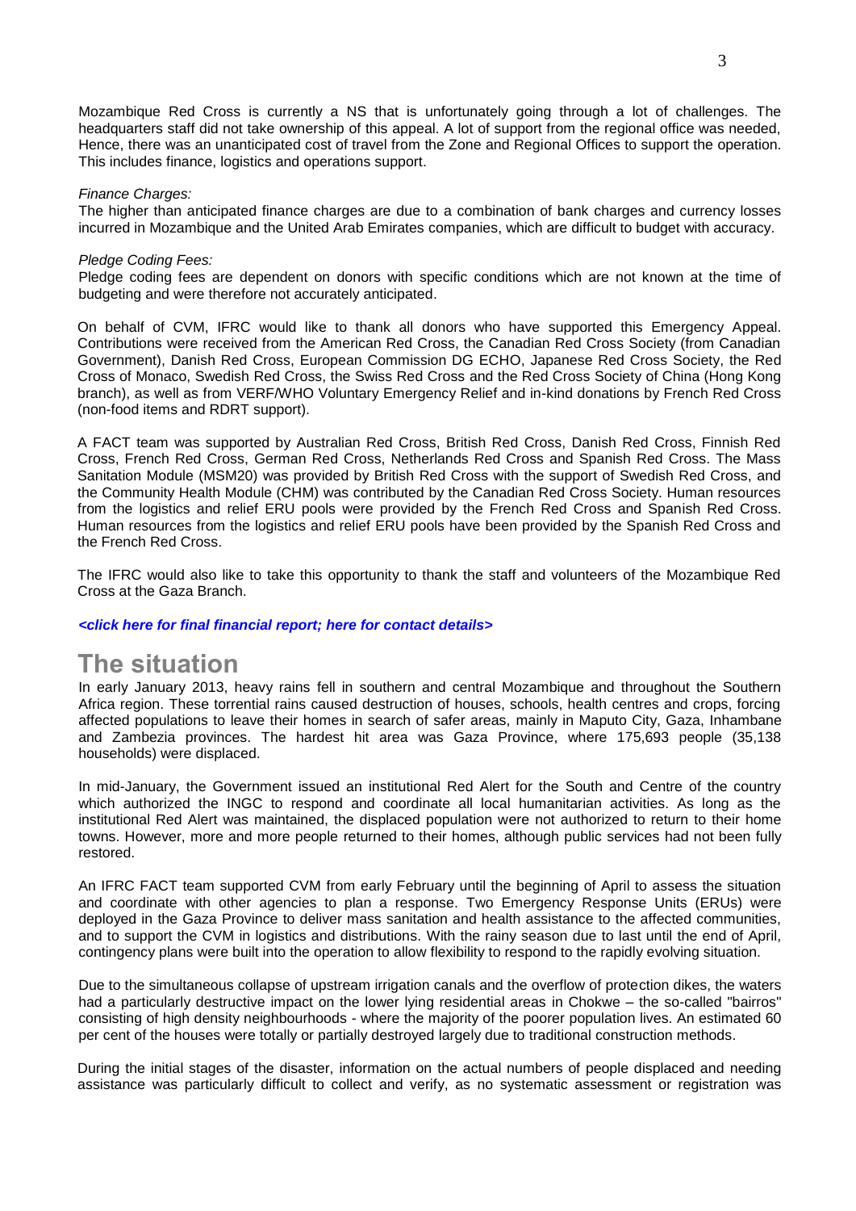Mozambique Red Cross is currently a NS that is unfortunately going through a lot of challenges. The headquarters staff did not take ownership of this appeal. A lot of support from the regional office was needed, Hence, there was an unanticipated cost of travel from the Zone and Regional Offices to support the operation. This includes finance, logistics and operations support.

*Finance Charges:*

The higher than anticipated finance charges are due to a combination of bank charges and currency losses incurred in Mozambique and the United Arab Emirates companies, which are difficult to budget with accuracy.

*Pledge Coding Fees:*

Pledge coding fees are dependent on donors with specific conditions which are not known at the time of budgeting and were therefore not accurately anticipated.

On behalf of CVM, IFRC would like to thank all donors who have supported this Emergency Appeal. Contributions were received from the American Red Cross, the Canadian Red Cross Society (from Canadian Government), Danish Red Cross, European Commission DG ECHO, Japanese Red Cross Society, the Red Cross of Monaco, Swedish Red Cross, the Swiss Red Cross and the Red Cross Society of China (Hong Kong branch), as well as from VERF/WHO Voluntary Emergency Relief and in-kind donations by French Red Cross (non-food items and RDRT support).

A FACT team was supported by Australian Red Cross, British Red Cross, Danish Red Cross, Finnish Red Cross, French Red Cross, German Red Cross, Netherlands Red Cross and Spanish Red Cross. The Mass Sanitation Module (MSM20) was provided by British Red Cross with the support of Swedish Red Cross, and the Community Health Module (CHM) was contributed by the Canadian Red Cross Society. Human resources from the logistics and relief ERU pools were provided by the French Red Cross and Spanish Red Cross. Human resources from the logistics and relief ERU pools have been provided by the Spanish Red Cross and the French Red Cross.

The IFRC would also like to take this opportunity to thank the staff and volunteers of the Mozambique Red Cross at the Gaza Branch.

***<click here for final financial report; here for contact details>***

# The situation

In early January 2013, heavy rains fell in southern and central Mozambique and throughout the Southern Africa region. These torrential rains caused destruction of houses, schools, health centres and crops, forcing affected populations to leave their homes in search of safer areas, mainly in Maputo City, Gaza, Inhambane and Zambezia provinces. The hardest hit area was Gaza Province, where 175,693 people (35,138 households) were displaced.

In mid-January, the Government issued an institutional Red Alert for the South and Centre of the country which authorized the INGC to respond and coordinate all local humanitarian activities. As long as the institutional Red Alert was maintained, the displaced population were not authorized to return to their home towns. However, more and more people returned to their homes, although public services had not been fully restored.

An IFRC FACT team supported CVM from early February until the beginning of April to assess the situation and coordinate with other agencies to plan a response. Two Emergency Response Units (ERUs) were deployed in the Gaza Province to deliver mass sanitation and health assistance to the affected communities, and to support the CVM in logistics and distributions. With the rainy season due to last until the end of April, contingency plans were built into the operation to allow flexibility to respond to the rapidly evolving situation.

Due to the simultaneous collapse of upstream irrigation canals and the overflow of protection dikes, the waters had a particularly destructive impact on the lower lying residential areas in Chokwe – the so-called "bairros" consisting of high density neighbourhoods - where the majority of the poorer population lives. An estimated 60 per cent of the houses were totally or partially destroyed largely due to traditional construction methods.

During the initial stages of the disaster, information on the actual numbers of people displaced and needing assistance was particularly difficult to collect and verify, as no systematic assessment or registration was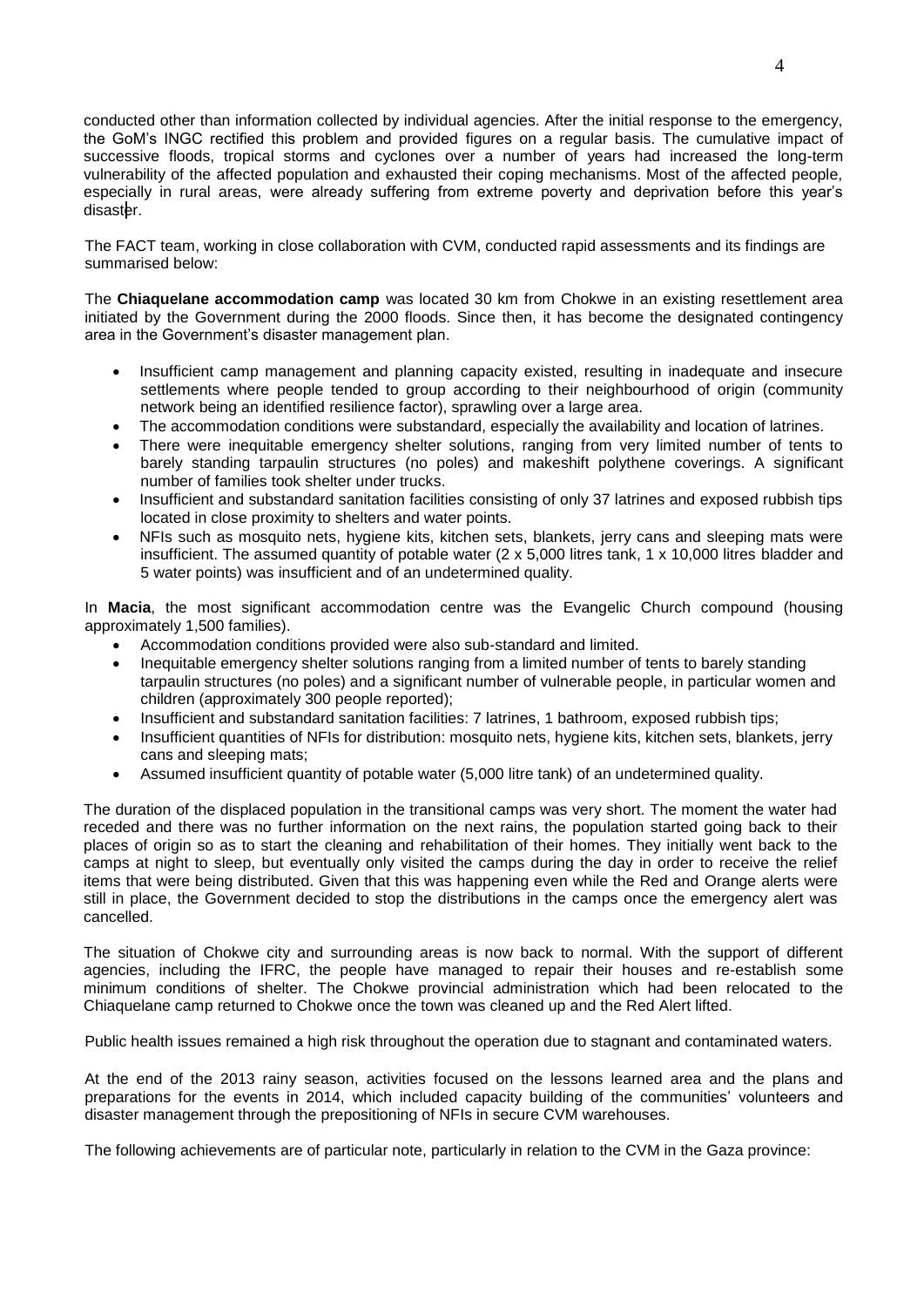conducted other than information collected by individual agencies. After the initial response to the emergency, the GoM's INGC rectified this problem and provided figures on a regular basis. The cumulative impact of successive floods, tropical storms and cyclones over a number of years had increased the long-term vulnerability of the affected population and exhausted their coping mechanisms. Most of the affected people, especially in rural areas, were already suffering from extreme poverty and deprivation before this year's disaster.

The FACT team, working in close collaboration with CVM, conducted rapid assessments and its findings are summarised below:

The **Chiaquelane accommodation camp** was located 30 km from Chokwe in an existing resettlement area initiated by the Government during the 2000 floods. Since then, it has become the designated contingency area in the Government's disaster management plan.

- Insufficient camp management and planning capacity existed, resulting in inadequate and insecure settlements where people tended to group according to their neighbourhood of origin (community network being an identified resilience factor), sprawling over a large area.
- The accommodation conditions were substandard, especially the availability and location of latrines.
- There were inequitable emergency shelter solutions, ranging from very limited number of tents to barely standing tarpaulin structures (no poles) and makeshift polythene coverings. A significant number of families took shelter under trucks.
- Insufficient and substandard sanitation facilities consisting of only 37 latrines and exposed rubbish tips located in close proximity to shelters and water points.
- NFIs such as mosquito nets, hygiene kits, kitchen sets, blankets, jerry cans and sleeping mats were insufficient. The assumed quantity of potable water (2 x 5,000 litres tank, 1 x 10,000 litres bladder and 5 water points) was insufficient and of an undetermined quality.

In **Macia**, the most significant accommodation centre was the Evangelic Church compound (housing approximately 1,500 families).

- Accommodation conditions provided were also sub-standard and limited.
- Inequitable emergency shelter solutions ranging from a limited number of tents to barely standing tarpaulin structures (no poles) and a significant number of vulnerable people, in particular women and children (approximately 300 people reported);
- Insufficient and substandard sanitation facilities: 7 latrines, 1 bathroom, exposed rubbish tips;
- Insufficient quantities of NFIs for distribution: mosquito nets, hygiene kits, kitchen sets, blankets, jerry cans and sleeping mats;
- Assumed insufficient quantity of potable water (5,000 litre tank) of an undetermined quality.

The duration of the displaced population in the transitional camps was very short. The moment the water had receded and there was no further information on the next rains, the population started going back to their places of origin so as to start the cleaning and rehabilitation of their homes. They initially went back to the camps at night to sleep, but eventually only visited the camps during the day in order to receive the relief items that were being distributed. Given that this was happening even while the Red and Orange alerts were still in place, the Government decided to stop the distributions in the camps once the emergency alert was cancelled.

The situation of Chokwe city and surrounding areas is now back to normal. With the support of different agencies, including the IFRC, the people have managed to repair their houses and re-establish some minimum conditions of shelter. The Chokwe provincial administration which had been relocated to the Chiaquelane camp returned to Chokwe once the town was cleaned up and the Red Alert lifted.

Public health issues remained a high risk throughout the operation due to stagnant and contaminated waters.

At the end of the 2013 rainy season, activities focused on the lessons learned area and the plans and preparations for the events in 2014, which included capacity building of the communities' volunteers and disaster management through the prepositioning of NFIs in secure CVM warehouses.

The following achievements are of particular note, particularly in relation to the CVM in the Gaza province: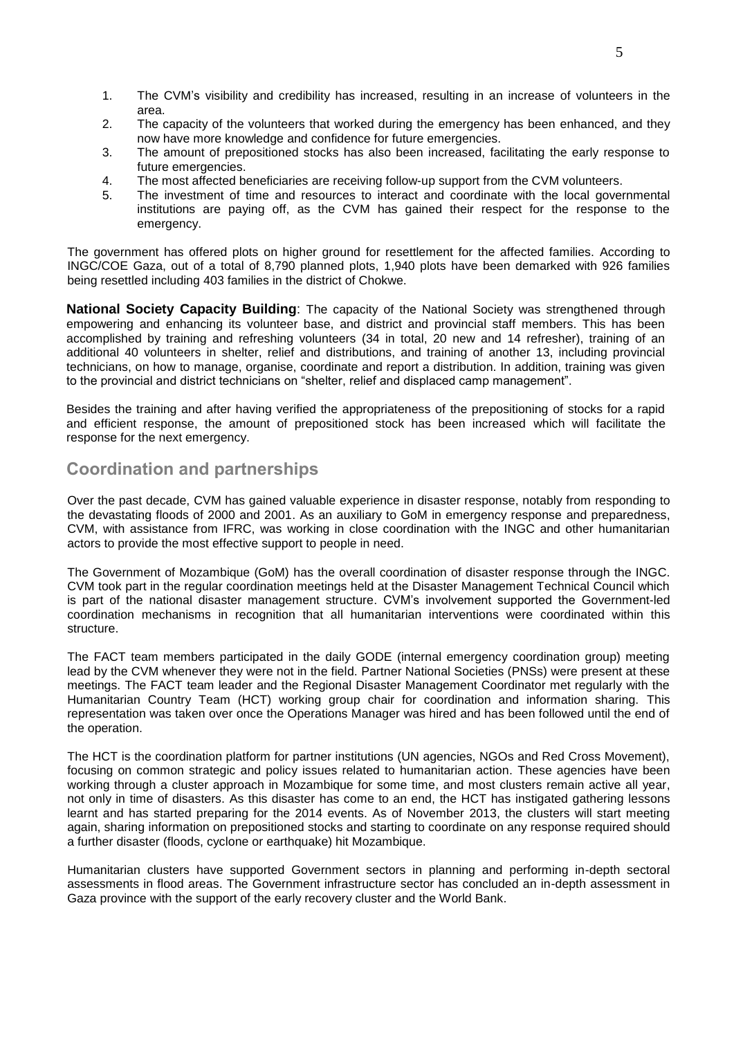1. The CVM's visibility and credibility has increased, resulting in an increase of volunteers in the area.
2. The capacity of the volunteers that worked during the emergency has been enhanced, and they now have more knowledge and confidence for future emergencies.
3. The amount of prepositioned stocks has also been increased, facilitating the early response to future emergencies.
4. The most affected beneficiaries are receiving follow-up support from the CVM volunteers.
5. The investment of time and resources to interact and coordinate with the local governmental institutions are paying off, as the CVM has gained their respect for the response to the emergency.

The government has offered plots on higher ground for resettlement for the affected families. According to INGC/COE Gaza, out of a total of 8,790 planned plots, 1,940 plots have been demarked with 926 families being resettled including 403 families in the district of Chokwe.

**National Society Capacity Building**: The capacity of the National Society was strengthened through empowering and enhancing its volunteer base, and district and provincial staff members. This has been accomplished by training and refreshing volunteers (34 in total, 20 new and 14 refresher), training of an additional 40 volunteers in shelter, relief and distributions, and training of another 13, including provincial technicians, on how to manage, organise, coordinate and report a distribution. In addition, training was given to the provincial and district technicians on "shelter, relief and displaced camp management".

Besides the training and after having verified the appropriateness of the prepositioning of stocks for a rapid and efficient response, the amount of prepositioned stock has been increased which will facilitate the response for the next emergency.

## Coordination and partnerships

Over the past decade, CVM has gained valuable experience in disaster response, notably from responding to the devastating floods of 2000 and 2001. As an auxiliary to GoM in emergency response and preparedness, CVM, with assistance from IFRC, was working in close coordination with the INGC and other humanitarian actors to provide the most effective support to people in need.

The Government of Mozambique (GoM) has the overall coordination of disaster response through the INGC. CVM took part in the regular coordination meetings held at the Disaster Management Technical Council which is part of the national disaster management structure. CVM's involvement supported the Government-led coordination mechanisms in recognition that all humanitarian interventions were coordinated within this structure.

The FACT team members participated in the daily GODE (internal emergency coordination group) meeting lead by the CVM whenever they were not in the field. Partner National Societies (PNSs) were present at these meetings. The FACT team leader and the Regional Disaster Management Coordinator met regularly with the Humanitarian Country Team (HCT) working group chair for coordination and information sharing. This representation was taken over once the Operations Manager was hired and has been followed until the end of the operation.

The HCT is the coordination platform for partner institutions (UN agencies, NGOs and Red Cross Movement), focusing on common strategic and policy issues related to humanitarian action. These agencies have been working through a cluster approach in Mozambique for some time, and most clusters remain active all year, not only in time of disasters. As this disaster has come to an end, the HCT has instigated gathering lessons learnt and has started preparing for the 2014 events. As of November 2013, the clusters will start meeting again, sharing information on prepositioned stocks and starting to coordinate on any response required should a further disaster (floods, cyclone or earthquake) hit Mozambique.

Humanitarian clusters have supported Government sectors in planning and performing in-depth sectoral assessments in flood areas. The Government infrastructure sector has concluded an in-depth assessment in Gaza province with the support of the early recovery cluster and the World Bank.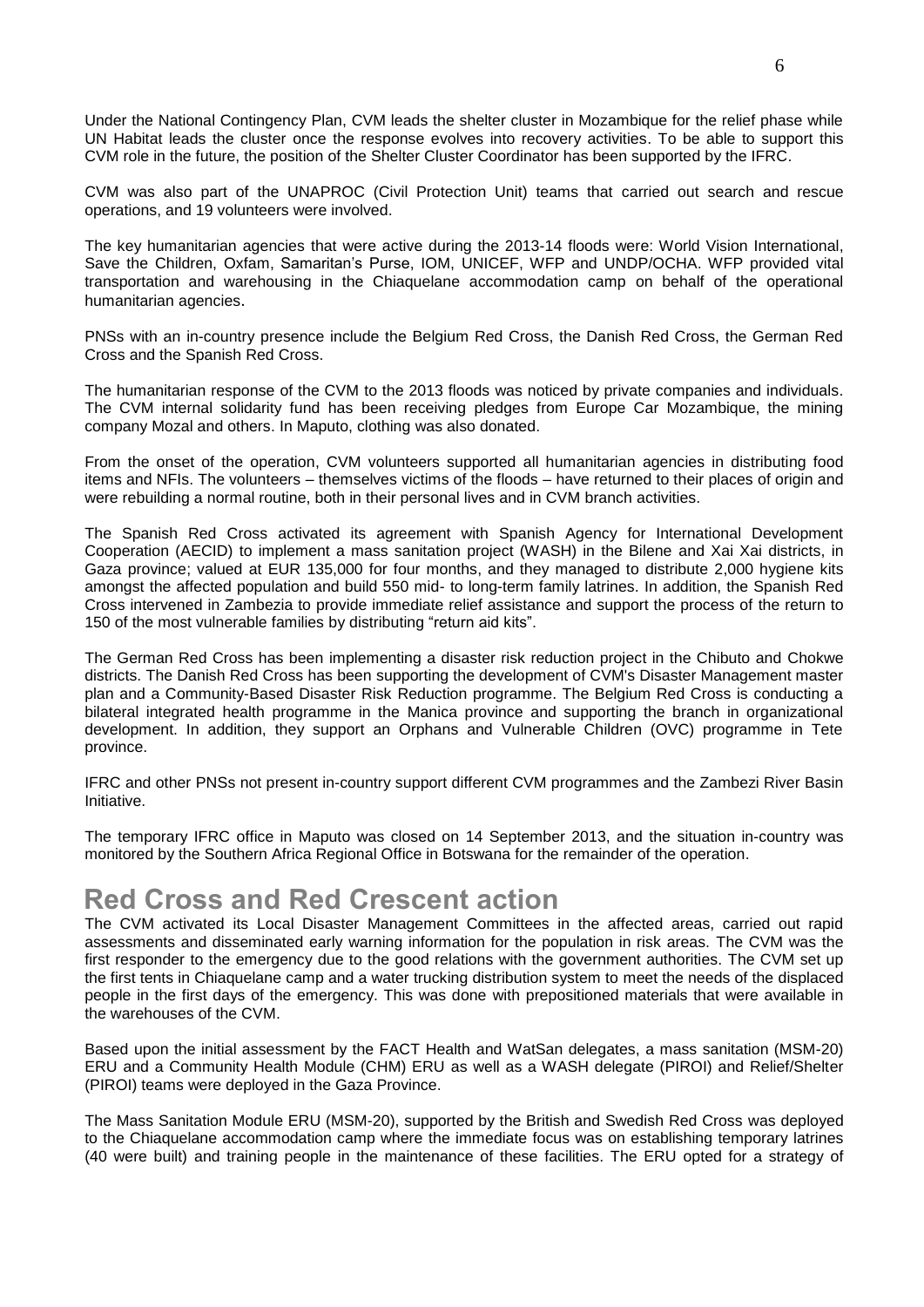Under the National Contingency Plan, CVM leads the shelter cluster in Mozambique for the relief phase while UN Habitat leads the cluster once the response evolves into recovery activities. To be able to support this CVM role in the future, the position of the Shelter Cluster Coordinator has been supported by the IFRC.

CVM was also part of the UNAPROC (Civil Protection Unit) teams that carried out search and rescue operations, and 19 volunteers were involved.

The key humanitarian agencies that were active during the 2013-14 floods were: World Vision International, Save the Children, Oxfam, Samaritan's Purse, IOM, UNICEF, WFP and UNDP/OCHA. WFP provided vital transportation and warehousing in the Chiaquelane accommodation camp on behalf of the operational humanitarian agencies.

PNSs with an in-country presence include the Belgium Red Cross, the Danish Red Cross, the German Red Cross and the Spanish Red Cross.

The humanitarian response of the CVM to the 2013 floods was noticed by private companies and individuals. The CVM internal solidarity fund has been receiving pledges from Europe Car Mozambique, the mining company Mozal and others. In Maputo, clothing was also donated.

From the onset of the operation, CVM volunteers supported all humanitarian agencies in distributing food items and NFIs. The volunteers – themselves victims of the floods – have returned to their places of origin and were rebuilding a normal routine, both in their personal lives and in CVM branch activities.

The Spanish Red Cross activated its agreement with Spanish Agency for International Development Cooperation (AECID) to implement a mass sanitation project (WASH) in the Bilene and Xai Xai districts, in Gaza province; valued at EUR 135,000 for four months, and they managed to distribute 2,000 hygiene kits amongst the affected population and build 550 mid- to long-term family latrines. In addition, the Spanish Red Cross intervened in Zambezia to provide immediate relief assistance and support the process of the return to 150 of the most vulnerable families by distributing "return aid kits".

The German Red Cross has been implementing a disaster risk reduction project in the Chibuto and Chokwe districts. The Danish Red Cross has been supporting the development of CVM's Disaster Management master plan and a Community-Based Disaster Risk Reduction programme. The Belgium Red Cross is conducting a bilateral integrated health programme in the Manica province and supporting the branch in organizational development. In addition, they support an Orphans and Vulnerable Children (OVC) programme in Tete province.

IFRC and other PNSs not present in-country support different CVM programmes and the Zambezi River Basin Initiative.

The temporary IFRC office in Maputo was closed on 14 September 2013, and the situation in-country was monitored by the Southern Africa Regional Office in Botswana for the remainder of the operation.

# Red Cross and Red Crescent action

The CVM activated its Local Disaster Management Committees in the affected areas, carried out rapid assessments and disseminated early warning information for the population in risk areas. The CVM was the first responder to the emergency due to the good relations with the government authorities. The CVM set up the first tents in Chiaquelane camp and a water trucking distribution system to meet the needs of the displaced people in the first days of the emergency. This was done with prepositioned materials that were available in the warehouses of the CVM.

Based upon the initial assessment by the FACT Health and WatSan delegates, a mass sanitation (MSM-20) ERU and a Community Health Module (CHM) ERU as well as a WASH delegate (PIROI) and Relief/Shelter (PIROI) teams were deployed in the Gaza Province.

The Mass Sanitation Module ERU (MSM-20), supported by the British and Swedish Red Cross was deployed to the Chiaquelane accommodation camp where the immediate focus was on establishing temporary latrines (40 were built) and training people in the maintenance of these facilities. The ERU opted for a strategy of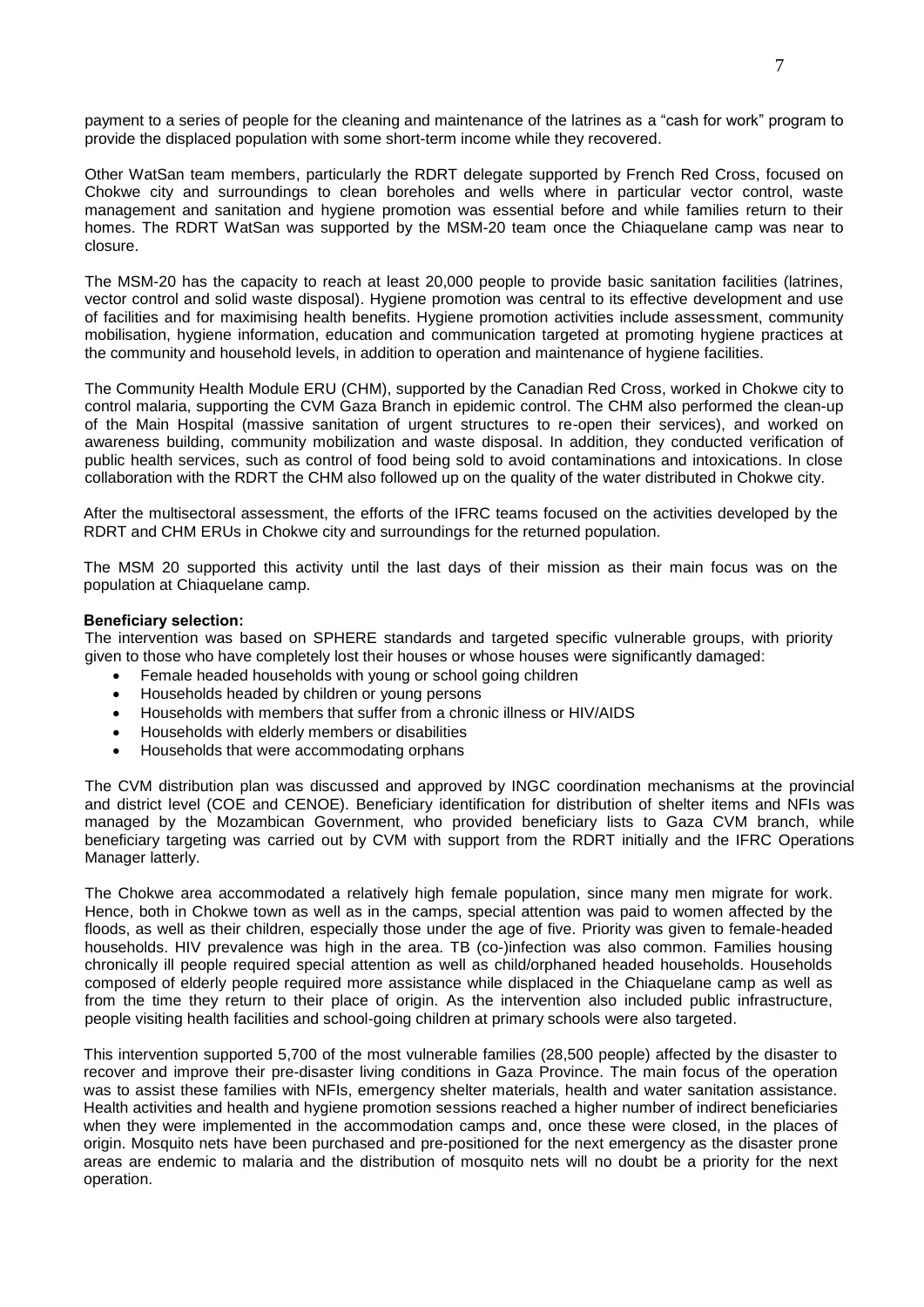payment to a series of people for the cleaning and maintenance of the latrines as a "cash for work" program to provide the displaced population with some short-term income while they recovered.

Other WatSan team members, particularly the RDRT delegate supported by French Red Cross, focused on Chokwe city and surroundings to clean boreholes and wells where in particular vector control, waste management and sanitation and hygiene promotion was essential before and while families return to their homes. The RDRT WatSan was supported by the MSM-20 team once the Chiaquelane camp was near to closure.

The MSM-20 has the capacity to reach at least 20,000 people to provide basic sanitation facilities (latrines, vector control and solid waste disposal). Hygiene promotion was central to its effective development and use of facilities and for maximising health benefits. Hygiene promotion activities include assessment, community mobilisation, hygiene information, education and communication targeted at promoting hygiene practices at the community and household levels, in addition to operation and maintenance of hygiene facilities.

The Community Health Module ERU (CHM), supported by the Canadian Red Cross, worked in Chokwe city to control malaria, supporting the CVM Gaza Branch in epidemic control. The CHM also performed the clean-up of the Main Hospital (massive sanitation of urgent structures to re-open their services), and worked on awareness building, community mobilization and waste disposal. In addition, they conducted verification of public health services, such as control of food being sold to avoid contaminations and intoxications. In close collaboration with the RDRT the CHM also followed up on the quality of the water distributed in Chokwe city.

After the multisectoral assessment, the efforts of the IFRC teams focused on the activities developed by the RDRT and CHM ERUs in Chokwe city and surroundings for the returned population.

The MSM 20 supported this activity until the last days of their mission as their main focus was on the population at Chiaquelane camp.

**Beneficiary selection:**

The intervention was based on SPHERE standards and targeted specific vulnerable groups, with priority given to those who have completely lost their houses or whose houses were significantly damaged:

- Female headed households with young or school going children
- Households headed by children or young persons
- Households with members that suffer from a chronic illness or HIV/AIDS
- Households with elderly members or disabilities
- Households that were accommodating orphans

The CVM distribution plan was discussed and approved by INGC coordination mechanisms at the provincial and district level (COE and CENOE). Beneficiary identification for distribution of shelter items and NFIs was managed by the Mozambican Government, who provided beneficiary lists to Gaza CVM branch, while beneficiary targeting was carried out by CVM with support from the RDRT initially and the IFRC Operations Manager latterly.

The Chokwe area accommodated a relatively high female population, since many men migrate for work. Hence, both in Chokwe town as well as in the camps, special attention was paid to women affected by the floods, as well as their children, especially those under the age of five. Priority was given to female-headed households. HIV prevalence was high in the area. TB (co-)infection was also common. Families housing chronically ill people required special attention as well as child/orphaned headed households. Households composed of elderly people required more assistance while displaced in the Chiaquelane camp as well as from the time they return to their place of origin. As the intervention also included public infrastructure, people visiting health facilities and school-going children at primary schools were also targeted.

This intervention supported 5,700 of the most vulnerable families (28,500 people) affected by the disaster to recover and improve their pre-disaster living conditions in Gaza Province. The main focus of the operation was to assist these families with NFIs, emergency shelter materials, health and water sanitation assistance. Health activities and health and hygiene promotion sessions reached a higher number of indirect beneficiaries when they were implemented in the accommodation camps and, once these were closed, in the places of origin. Mosquito nets have been purchased and pre-positioned for the next emergency as the disaster prone areas are endemic to malaria and the distribution of mosquito nets will no doubt be a priority for the next operation.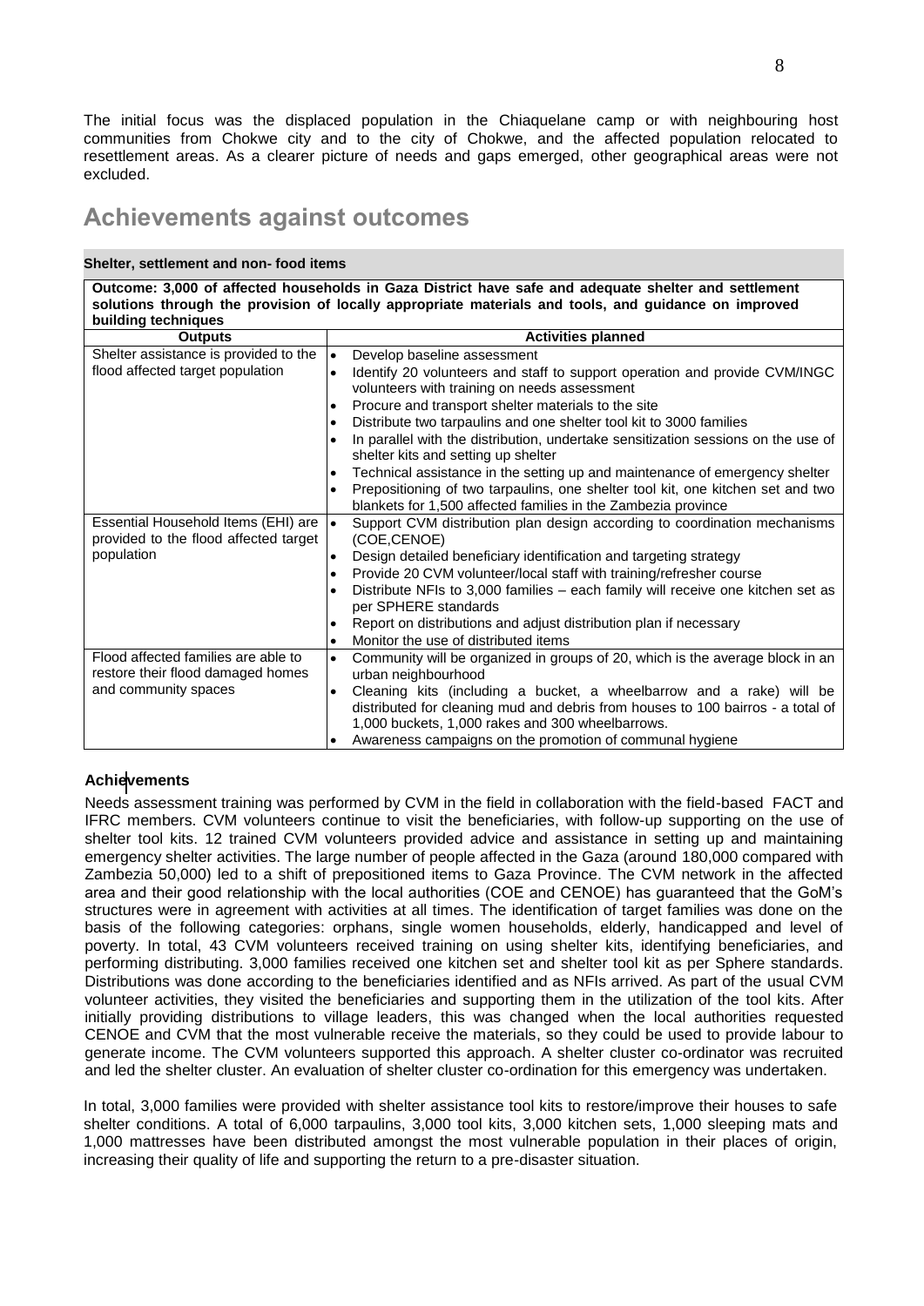The initial focus was the displaced population in the Chiaquelane camp or with neighbouring host communities from Chokwe city and to the city of Chokwe, and the affected population relocated to resettlement areas. As a clearer picture of needs and gaps emerged, other geographical areas were not excluded.

# Achievements against outcomes

**Shelter, settlement and non- food items**

**Outcome: 3,000 of affected households in Gaza District have safe and adequate shelter and settlement solutions through the provision of locally appropriate materials and tools, and guidance on improved building techniques**

| Outputs | Activities planned |
|---|---|
| Shelter assistance is provided to the flood affected target population | • Develop baseline assessment<br>• Identify 20 volunteers and staff to support operation and provide CVM/INGC volunteers with training on needs assessment<br>• Procure and transport shelter materials to the site<br>• Distribute two tarpaulins and one shelter tool kit to 3000 families<br>• In parallel with the distribution, undertake sensitization sessions on the use of shelter kits and setting up shelter<br>• Technical assistance in the setting up and maintenance of emergency shelter<br>• Prepositioning of two tarpaulins, one shelter tool kit, one kitchen set and two blankets for 1,500 affected families in the Zambezia province |
| Essential Household Items (EHI) are provided to the flood affected target population | • Support CVM distribution plan design according to coordination mechanisms (COE,CENOE)<br>• Design detailed beneficiary identification and targeting strategy<br>• Provide 20 CVM volunteer/local staff with training/refresher course<br>• Distribute NFIs to 3,000 families – each family will receive one kitchen set as per SPHERE standards<br>• Report on distributions and adjust distribution plan if necessary<br>• Monitor the use of distributed items |
| Flood affected families are able to restore their flood damaged homes and community spaces | • Community will be organized in groups of 20, which is the average block in an urban neighbourhood<br>• Cleaning kits (including a bucket, a wheelbarrow and a rake) will be distributed for cleaning mud and debris from houses to 100 bairros - a total of 1,000 buckets, 1,000 rakes and 300 wheelbarrows.<br>• Awareness campaigns on the promotion of communal hygiene |

**Achievements**

Needs assessment training was performed by CVM in the field in collaboration with the field-based FACT and IFRC members. CVM volunteers continue to visit the beneficiaries, with follow-up supporting on the use of shelter tool kits. 12 trained CVM volunteers provided advice and assistance in setting up and maintaining emergency shelter activities. The large number of people affected in the Gaza (around 180,000 compared with Zambezia 50,000) led to a shift of prepositioned items to Gaza Province. The CVM network in the affected area and their good relationship with the local authorities (COE and CENOE) has guaranteed that the GoM's structures were in agreement with activities at all times. The identification of target families was done on the basis of the following categories: orphans, single women households, elderly, handicapped and level of poverty. In total, 43 CVM volunteers received training on using shelter kits, identifying beneficiaries, and performing distributing. 3,000 families received one kitchen set and shelter tool kit as per Sphere standards. Distributions was done according to the beneficiaries identified and as NFIs arrived. As part of the usual CVM volunteer activities, they visited the beneficiaries and supporting them in the utilization of the tool kits. After initially providing distributions to village leaders, this was changed when the local authorities requested CENOE and CVM that the most vulnerable receive the materials, so they could be used to provide labour to generate income. The CVM volunteers supported this approach. A shelter cluster co-ordinator was recruited and led the shelter cluster. An evaluation of shelter cluster co-ordination for this emergency was undertaken.

In total, 3,000 families were provided with shelter assistance tool kits to restore/improve their houses to safe shelter conditions. A total of 6,000 tarpaulins, 3,000 tool kits, 3,000 kitchen sets, 1,000 sleeping mats and 1,000 mattresses have been distributed amongst the most vulnerable population in their places of origin, increasing their quality of life and supporting the return to a pre-disaster situation.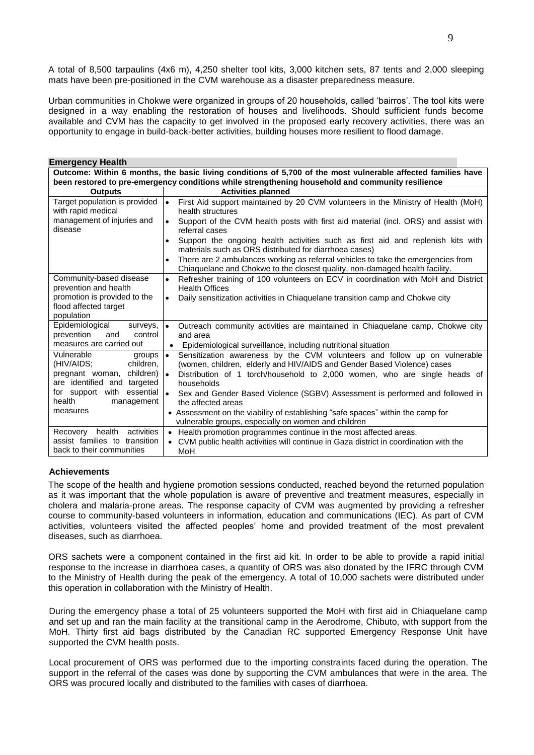A total of 8,500 tarpaulins (4x6 m), 4,250 shelter tool kits, 3,000 kitchen sets, 87 tents and 2,000 sleeping mats have been pre-positioned in the CVM warehouse as a disaster preparedness measure.

Urban communities in Chokwe were organized in groups of 20 households, called 'bairros'. The tool kits were designed in a way enabling the restoration of houses and livelihoods. Should sufficient funds become available and CVM has the capacity to get involved in the proposed early recovery activities, there was an opportunity to engage in build-back-better activities, building houses more resilient to flood damage.

**Emergency Health**

| **Outcome: Within 6 months, the basic living conditions of 5,700 of the most vulnerable affected families have been restored to pre-emergency conditions while strengthening household and community resilience** | |
|---|---|
| **Outputs** | **Activities planned** |
| Target population is provided with rapid medical management of injuries and disease | • First Aid support maintained by 20 CVM volunteers in the Ministry of Health (MoH) health structures<br>• Support of the CVM health posts with first aid material (incl. ORS) and assist with referral cases<br>• Support the ongoing health activities such as first aid and replenish kits with materials such as ORS distributed for diarrhoea cases)<br>• There are 2 ambulances working as referral vehicles to take the emergencies from Chiaquelane and Chokwe to the closest quality, non-damaged health facility. |
| Community-based disease prevention and health promotion is provided to the flood affected target population | • Refresher training of 100 volunteers on ECV in coordination with MoH and District Health Offices<br>• Daily sensitization activities in Chiaquelane transition camp and Chokwe city |
| Epidemiological surveys, prevention and control measures are carried out | • Outreach community activities are maintained in Chiaquelane camp, Chokwe city and area<br>• Epidemiological surveillance, including nutritional situation |
| Vulnerable groups (HIV/AIDS; children, pregnant woman, children) are identified and targeted for support with essential health management measures | • Sensitization awareness by the CVM volunteers and follow up on vulnerable (women, children, elderly and HIV/AIDS and Gender Based Violence) cases<br>• Distribution of 1 torch/household to 2,000 women, who are single heads of households<br>• Sex and Gender Based Violence (SGBV) Assessment is performed and followed in the affected areas<br>• Assessment on the viability of establishing "safe spaces" within the camp for vulnerable groups, especially on women and children |
| Recovery health activities assist families to transition back to their communities | • Health promotion programmes continue in the most affected areas.<br>• CVM public health activities will continue in Gaza district in coordination with the MoH |

**Achievements**

The scope of the health and hygiene promotion sessions conducted, reached beyond the returned population as it was important that the whole population is aware of preventive and treatment measures, especially in cholera and malaria-prone areas. The response capacity of CVM was augmented by providing a refresher course to community-based volunteers in information, education and communications (IEC). As part of CVM activities, volunteers visited the affected peoples' home and provided treatment of the most prevalent diseases, such as diarrhoea.

ORS sachets were a component contained in the first aid kit. In order to be able to provide a rapid initial response to the increase in diarrhoea cases, a quantity of ORS was also donated by the IFRC through CVM to the Ministry of Health during the peak of the emergency. A total of 10,000 sachets were distributed under this operation in collaboration with the Ministry of Health.

During the emergency phase a total of 25 volunteers supported the MoH with first aid in Chiaquelane camp and set up and ran the main facility at the transitional camp in the Aerodrome, Chibuto, with support from the MoH. Thirty first aid bags distributed by the Canadian RC supported Emergency Response Unit have supported the CVM health posts.

Local procurement of ORS was performed due to the importing constraints faced during the operation. The support in the referral of the cases was done by supporting the CVM ambulances that were in the area. The ORS was procured locally and distributed to the families with cases of diarrhoea.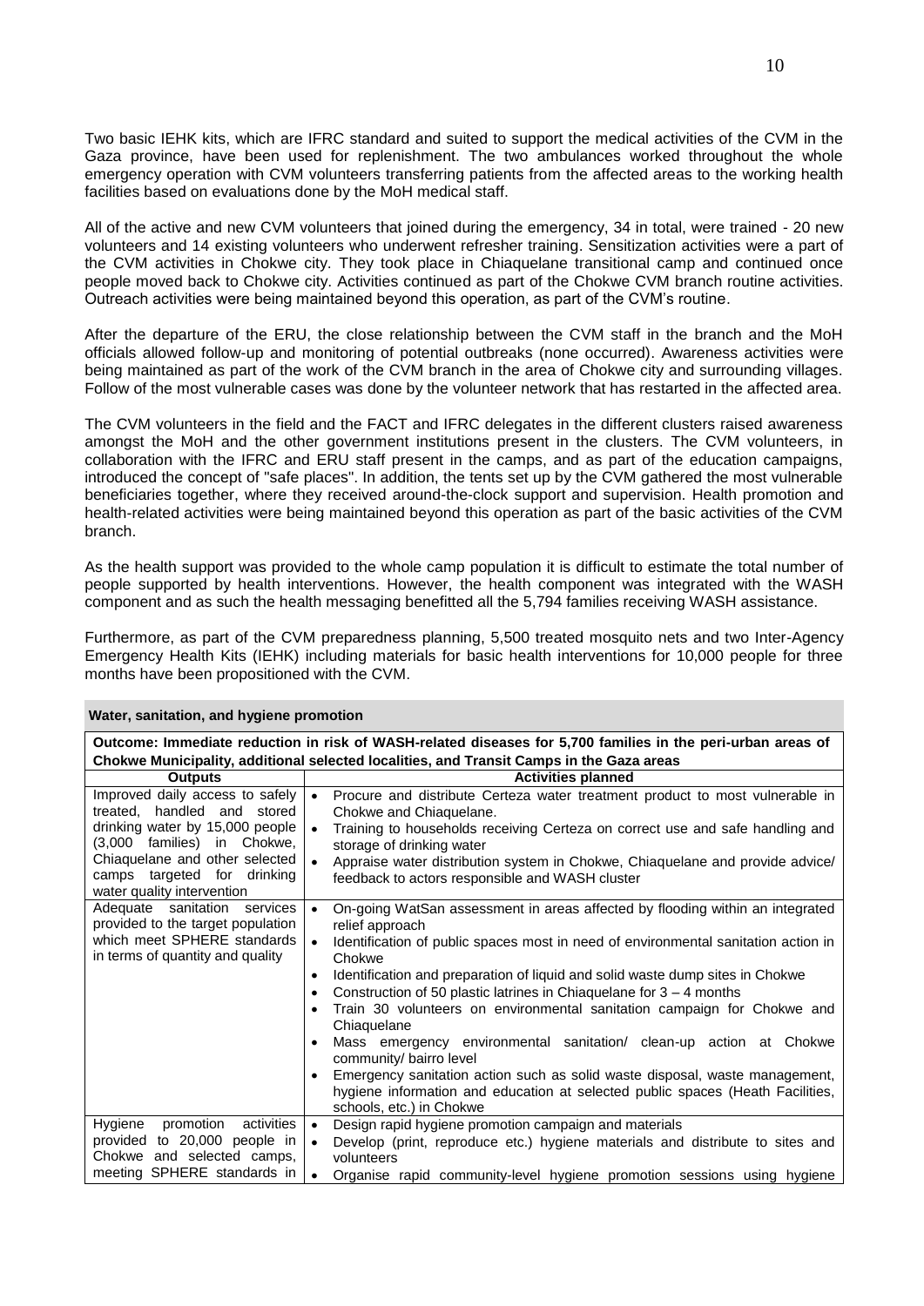Two basic IEHK kits, which are IFRC standard and suited to support the medical activities of the CVM in the Gaza province, have been used for replenishment. The two ambulances worked throughout the whole emergency operation with CVM volunteers transferring patients from the affected areas to the working health facilities based on evaluations done by the MoH medical staff.

All of the active and new CVM volunteers that joined during the emergency, 34 in total, were trained - 20 new volunteers and 14 existing volunteers who underwent refresher training. Sensitization activities were a part of the CVM activities in Chokwe city. They took place in Chiaquelane transitional camp and continued once people moved back to Chokwe city. Activities continued as part of the Chokwe CVM branch routine activities. Outreach activities were being maintained beyond this operation, as part of the CVM's routine.

After the departure of the ERU, the close relationship between the CVM staff in the branch and the MoH officials allowed follow-up and monitoring of potential outbreaks (none occurred). Awareness activities were being maintained as part of the work of the CVM branch in the area of Chokwe city and surrounding villages. Follow of the most vulnerable cases was done by the volunteer network that has restarted in the affected area.

The CVM volunteers in the field and the FACT and IFRC delegates in the different clusters raised awareness amongst the MoH and the other government institutions present in the clusters. The CVM volunteers, in collaboration with the IFRC and ERU staff present in the camps, and as part of the education campaigns, introduced the concept of "safe places". In addition, the tents set up by the CVM gathered the most vulnerable beneficiaries together, where they received around-the-clock support and supervision. Health promotion and health-related activities were being maintained beyond this operation as part of the basic activities of the CVM branch.

As the health support was provided to the whole camp population it is difficult to estimate the total number of people supported by health interventions. However, the health component was integrated with the WASH component and as such the health messaging benefitted all the 5,794 families receiving WASH assistance.

Furthermore, as part of the CVM preparedness planning, 5,500 treated mosquito nets and two Inter-Agency Emergency Health Kits (IEHK) including materials for basic health interventions for 10,000 people for three months have been propositioned with the CVM.

**Water, sanitation, and hygiene promotion**

**Outcome: Immediate reduction in risk of WASH-related diseases for 5,700 families in the peri-urban areas of Chokwe Municipality, additional selected localities, and Transit Camps in the Gaza areas**

| Outputs | Activities planned |
|---|---|
| Improved daily access to safely treated, handled and stored drinking water by 15,000 people (3,000 families) in Chokwe, Chiaquelane and other selected camps targeted for drinking water quality intervention | • Procure and distribute Certeza water treatment product to most vulnerable in Chokwe and Chiaquelane.<br>• Training to households receiving Certeza on correct use and safe handling and storage of drinking water<br>• Appraise water distribution system in Chokwe, Chiaquelane and provide advice/ feedback to actors responsible and WASH cluster |
| Adequate sanitation services provided to the target population which meet SPHERE standards in terms of quantity and quality | • On-going WatSan assessment in areas affected by flooding within an integrated relief approach<br>• Identification of public spaces most in need of environmental sanitation action in Chokwe<br>• Identification and preparation of liquid and solid waste dump sites in Chokwe<br>• Construction of 50 plastic latrines in Chiaquelane for 3 – 4 months<br>• Train 30 volunteers on environmental sanitation campaign for Chokwe and Chiaquelane<br>• Mass emergency environmental sanitation/ clean-up action at Chokwe community/ bairro level<br>• Emergency sanitation action such as solid waste disposal, waste management, hygiene information and education at selected public spaces (Heath Facilities, schools, etc.) in Chokwe |
| Hygiene promotion activities provided to 20,000 people in Chokwe and selected camps, meeting SPHERE standards in | • Design rapid hygiene promotion campaign and materials<br>• Develop (print, reproduce etc.) hygiene materials and distribute to sites and volunteers<br>• Organise rapid community-level hygiene promotion sessions using hygiene |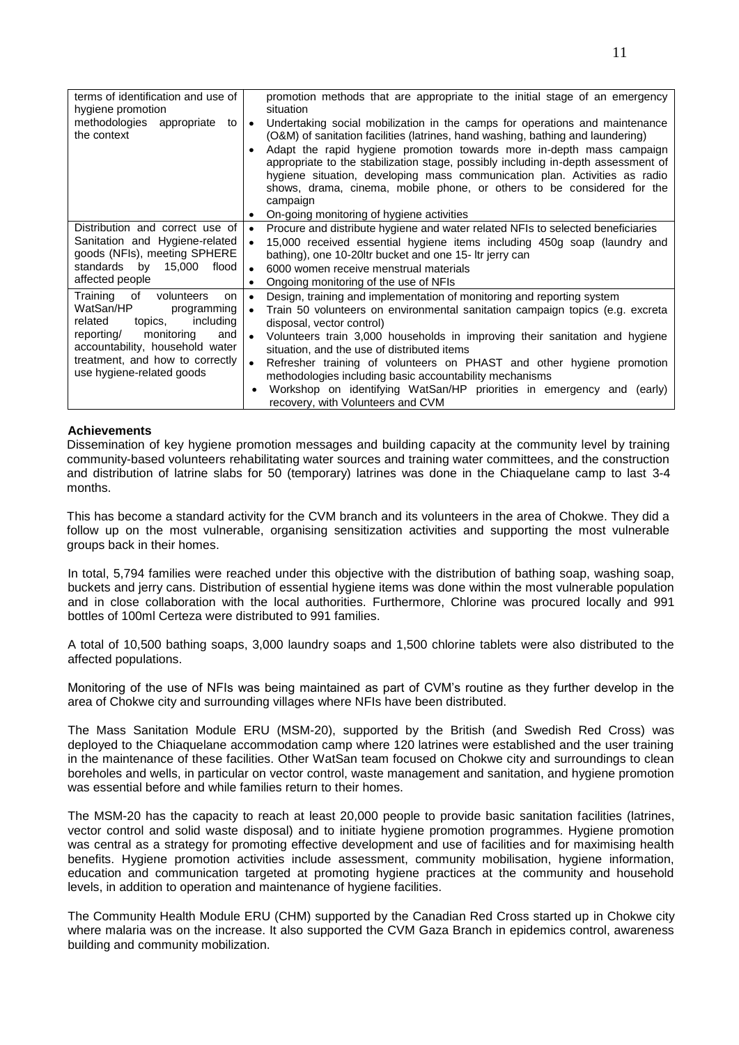| | |
|---|---|
| terms of identification and use of hygiene promotion methodologies appropriate to the context | promotion methods that are appropriate to the initial stage of an emergency situation<br>• Undertaking social mobilization in the camps for operations and maintenance (O&M) of sanitation facilities (latrines, hand washing, bathing and laundering)<br>• Adapt the rapid hygiene promotion towards more in-depth mass campaign appropriate to the stabilization stage, possibly including in-depth assessment of hygiene situation, developing mass communication plan. Activities as radio shows, drama, cinema, mobile phone, or others to be considered for the campaign<br>• On-going monitoring of hygiene activities |
| Distribution and correct use of Sanitation and Hygiene-related goods (NFIs), meeting SPHERE standards by 15,000 flood affected people | • Procure and distribute hygiene and water related NFIs to selected beneficiaries<br>• 15,000 received essential hygiene items including 450g soap (laundry and bathing), one 10-20ltr bucket and one 15- ltr jerry can<br>• 6000 women receive menstrual materials<br>• Ongoing monitoring of the use of NFIs |
| Training of volunteers on WatSan/HP programming related topics, including reporting/ monitoring and accountability, household water treatment, and how to correctly use hygiene-related goods | • Design, training and implementation of monitoring and reporting system<br>• Train 50 volunteers on environmental sanitation campaign topics (e.g. excreta disposal, vector control)<br>• Volunteers train 3,000 households in improving their sanitation and hygiene situation, and the use of distributed items<br>• Refresher training of volunteers on PHAST and other hygiene promotion methodologies including basic accountability mechanisms<br>• Workshop on identifying WatSan/HP priorities in emergency and (early) recovery, with Volunteers and CVM |

**Achievements**

Dissemination of key hygiene promotion messages and building capacity at the community level by training community-based volunteers rehabilitating water sources and training water committees, and the construction and distribution of latrine slabs for 50 (temporary) latrines was done in the Chiaquelane camp to last 3-4 months.

This has become a standard activity for the CVM branch and its volunteers in the area of Chokwe. They did a follow up on the most vulnerable, organising sensitization activities and supporting the most vulnerable groups back in their homes.

In total, 5,794 families were reached under this objective with the distribution of bathing soap, washing soap, buckets and jerry cans. Distribution of essential hygiene items was done within the most vulnerable population and in close collaboration with the local authorities. Furthermore, Chlorine was procured locally and 991 bottles of 100ml Certeza were distributed to 991 families.

A total of 10,500 bathing soaps, 3,000 laundry soaps and 1,500 chlorine tablets were also distributed to the affected populations.

Monitoring of the use of NFIs was being maintained as part of CVM's routine as they further develop in the area of Chokwe city and surrounding villages where NFIs have been distributed.

The Mass Sanitation Module ERU (MSM-20), supported by the British (and Swedish Red Cross) was deployed to the Chiaquelane accommodation camp where 120 latrines were established and the user training in the maintenance of these facilities. Other WatSan team focused on Chokwe city and surroundings to clean boreholes and wells, in particular on vector control, waste management and sanitation, and hygiene promotion was essential before and while families return to their homes.

The MSM-20 has the capacity to reach at least 20,000 people to provide basic sanitation facilities (latrines, vector control and solid waste disposal) and to initiate hygiene promotion programmes. Hygiene promotion was central as a strategy for promoting effective development and use of facilities and for maximising health benefits. Hygiene promotion activities include assessment, community mobilisation, hygiene information, education and communication targeted at promoting hygiene practices at the community and household levels, in addition to operation and maintenance of hygiene facilities.

The Community Health Module ERU (CHM) supported by the Canadian Red Cross started up in Chokwe city where malaria was on the increase. It also supported the CVM Gaza Branch in epidemics control, awareness building and community mobilization.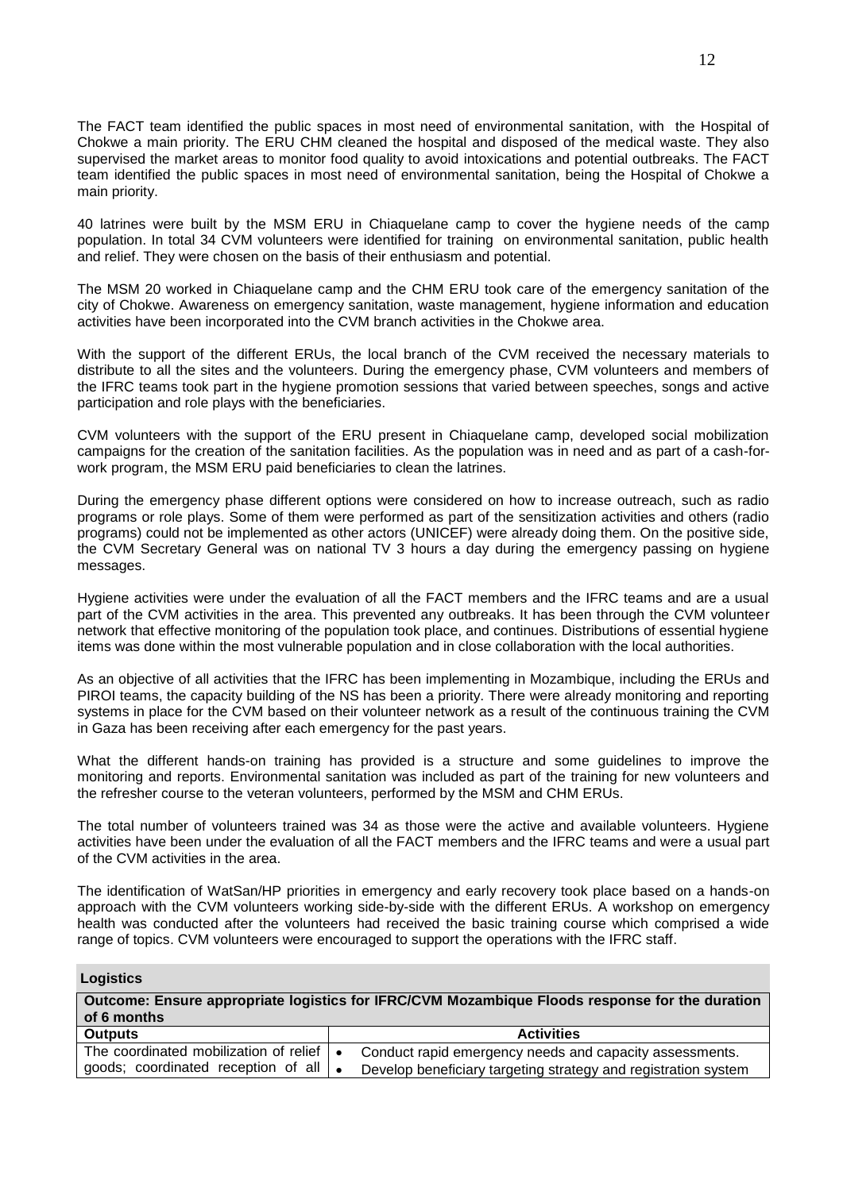The FACT team identified the public spaces in most need of environmental sanitation, with the Hospital of Chokwe a main priority. The ERU CHM cleaned the hospital and disposed of the medical waste. They also supervised the market areas to monitor food quality to avoid intoxications and potential outbreaks. The FACT team identified the public spaces in most need of environmental sanitation, being the Hospital of Chokwe a main priority.

40 latrines were built by the MSM ERU in Chiaquelane camp to cover the hygiene needs of the camp population. In total 34 CVM volunteers were identified for training on environmental sanitation, public health and relief. They were chosen on the basis of their enthusiasm and potential.

The MSM 20 worked in Chiaquelane camp and the CHM ERU took care of the emergency sanitation of the city of Chokwe. Awareness on emergency sanitation, waste management, hygiene information and education activities have been incorporated into the CVM branch activities in the Chokwe area.

With the support of the different ERUs, the local branch of the CVM received the necessary materials to distribute to all the sites and the volunteers. During the emergency phase, CVM volunteers and members of the IFRC teams took part in the hygiene promotion sessions that varied between speeches, songs and active participation and role plays with the beneficiaries.

CVM volunteers with the support of the ERU present in Chiaquelane camp, developed social mobilization campaigns for the creation of the sanitation facilities. As the population was in need and as part of a cash-for-work program, the MSM ERU paid beneficiaries to clean the latrines.

During the emergency phase different options were considered on how to increase outreach, such as radio programs or role plays. Some of them were performed as part of the sensitization activities and others (radio programs) could not be implemented as other actors (UNICEF) were already doing them. On the positive side, the CVM Secretary General was on national TV 3 hours a day during the emergency passing on hygiene messages.

Hygiene activities were under the evaluation of all the FACT members and the IFRC teams and are a usual part of the CVM activities in the area. This prevented any outbreaks. It has been through the CVM volunteer network that effective monitoring of the population took place, and continues. Distributions of essential hygiene items was done within the most vulnerable population and in close collaboration with the local authorities.

As an objective of all activities that the IFRC has been implementing in Mozambique, including the ERUs and PIROI teams, the capacity building of the NS has been a priority. There were already monitoring and reporting systems in place for the CVM based on their volunteer network as a result of the continuous training the CVM in Gaza has been receiving after each emergency for the past years.

What the different hands-on training has provided is a structure and some guidelines to improve the monitoring and reports. Environmental sanitation was included as part of the training for new volunteers and the refresher course to the veteran volunteers, performed by the MSM and CHM ERUs.

The total number of volunteers trained was 34 as those were the active and available volunteers. Hygiene activities have been under the evaluation of all the FACT members and the IFRC teams and were a usual part of the CVM activities in the area.

The identification of WatSan/HP priorities in emergency and early recovery took place based on a hands-on approach with the CVM volunteers working side-by-side with the different ERUs. A workshop on emergency health was conducted after the volunteers had received the basic training course which comprised a wide range of topics. CVM volunteers were encouraged to support the operations with the IFRC staff.

**Logistics**

| **Outcome: Ensure appropriate logistics for IFRC/CVM Mozambique Floods response for the duration of 6 months** | |
|---|---|
| **Outputs** | **Activities** |
| The coordinated mobilization of relief goods; coordinated reception of all | • Conduct rapid emergency needs and capacity assessments.<br>• Develop beneficiary targeting strategy and registration system |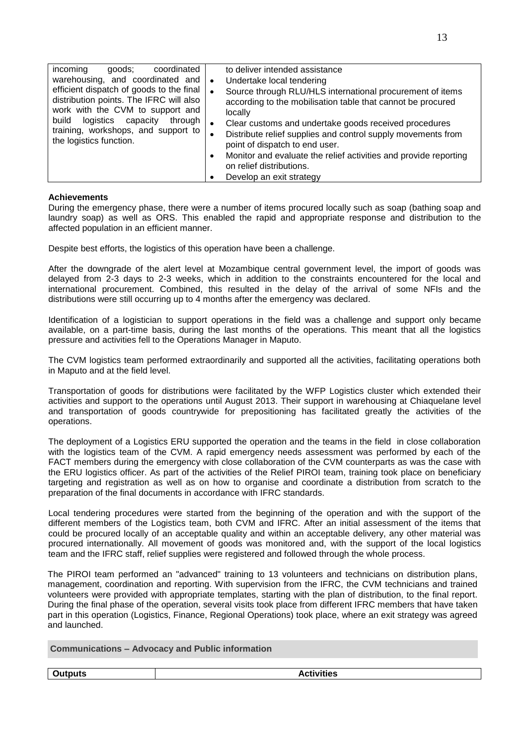| | |
|---|---|
| incoming goods; coordinated warehousing, and coordinated and efficient dispatch of goods to the final distribution points. The IFRC will also work with the CVM to support and build logistics capacity through training, workshops, and support to the logistics function. | to deliver intended assistance<br>• Undertake local tendering<br>• Source through RLU/HLS international procurement of items according to the mobilisation table that cannot be procured locally<br>• Clear customs and undertake goods received procedures<br>• Distribute relief supplies and control supply movements from point of dispatch to end user.<br>• Monitor and evaluate the relief activities and provide reporting on relief distributions.<br>• Develop an exit strategy |

**Achievements**

During the emergency phase, there were a number of items procured locally such as soap (bathing soap and laundry soap) as well as ORS. This enabled the rapid and appropriate response and distribution to the affected population in an efficient manner.

Despite best efforts, the logistics of this operation have been a challenge.

After the downgrade of the alert level at Mozambique central government level, the import of goods was delayed from 2-3 days to 2-3 weeks, which in addition to the constraints encountered for the local and international procurement. Combined, this resulted in the delay of the arrival of some NFIs and the distributions were still occurring up to 4 months after the emergency was declared.

Identification of a logistician to support operations in the field was a challenge and support only became available, on a part-time basis, during the last months of the operations. This meant that all the logistics pressure and activities fell to the Operations Manager in Maputo.

The CVM logistics team performed extraordinarily and supported all the activities, facilitating operations both in Maputo and at the field level.

Transportation of goods for distributions were facilitated by the WFP Logistics cluster which extended their activities and support to the operations until August 2013. Their support in warehousing at Chiaquelane level and transportation of goods countrywide for prepositioning has facilitated greatly the activities of the operations.

The deployment of a Logistics ERU supported the operation and the teams in the field in close collaboration with the logistics team of the CVM. A rapid emergency needs assessment was performed by each of the FACT members during the emergency with close collaboration of the CVM counterparts as was the case with the ERU logistics officer. As part of the activities of the Relief PIROI team, training took place on beneficiary targeting and registration as well as on how to organise and coordinate a distribution from scratch to the preparation of the final documents in accordance with IFRC standards.

Local tendering procedures were started from the beginning of the operation and with the support of the different members of the Logistics team, both CVM and IFRC. After an initial assessment of the items that could be procured locally of an acceptable quality and within an acceptable delivery, any other material was procured internationally. All movement of goods was monitored and, with the support of the local logistics team and the IFRC staff, relief supplies were registered and followed through the whole process.

The PIROI team performed an "advanced" training to 13 volunteers and technicians on distribution plans, management, coordination and reporting. With supervision from the IFRC, the CVM technicians and trained volunteers were provided with appropriate templates, starting with the plan of distribution, to the final report. During the final phase of the operation, several visits took place from different IFRC members that have taken part in this operation (Logistics, Finance, Regional Operations) took place, where an exit strategy was agreed and launched.

**Communications – Advocacy and Public information**

| Outputs | Activities |
|---|---|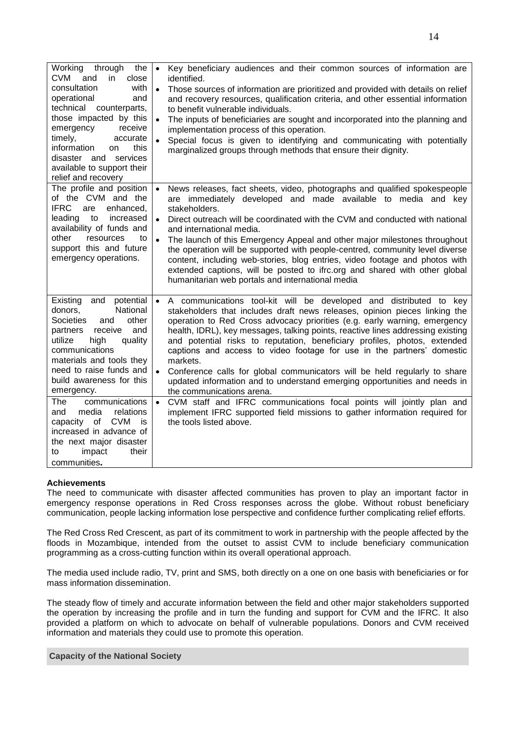| | |
|---|---|
| Working through the CVM and in close consultation with operational and technical counterparts, those impacted by this emergency receive timely, accurate information on this disaster and services available to support their relief and recovery | • Key beneficiary audiences and their common sources of information are identified.<br>• Those sources of information are prioritized and provided with details on relief and recovery resources, qualification criteria, and other essential information to benefit vulnerable individuals.<br>• The inputs of beneficiaries are sought and incorporated into the planning and implementation process of this operation.<br>• Special focus is given to identifying and communicating with potentially marginalized groups through methods that ensure their dignity. |
| The profile and position of the CVM and the IFRC are enhanced, leading to increased availability of funds and other resources to support this and future emergency operations. | • News releases, fact sheets, video, photographs and qualified spokespeople are immediately developed and made available to media and key stakeholders.<br>• Direct outreach will be coordinated with the CVM and conducted with national and international media.<br>• The launch of this Emergency Appeal and other major milestones throughout the operation will be supported with people-centred, community level diverse content, including web-stories, blog entries, video footage and photos with extended captions, will be posted to ifrc.org and shared with other global humanitarian web portals and international media |
| Existing and potential donors, National Societies and other partners receive and utilize high quality communications materials and tools they need to raise funds and build awareness for this emergency. | • A communications tool-kit will be developed and distributed to key stakeholders that includes draft news releases, opinion pieces linking the operation to Red Cross advocacy priorities (e.g. early warning, emergency health, IDRL), key messages, talking points, reactive lines addressing existing and potential risks to reputation, beneficiary profiles, photos, extended captions and access to video footage for use in the partners' domestic markets.<br>• Conference calls for global communicators will be held regularly to share updated information and to understand emerging opportunities and needs in the communications arena. |
| The communications and media relations capacity of CVM is increased in advance of the next major disaster to impact their communities. | • CVM staff and IFRC communications focal points will jointly plan and implement IFRC supported field missions to gather information required for the tools listed above. |

**Achievements**

The need to communicate with disaster affected communities has proven to play an important factor in emergency response operations in Red Cross responses across the globe. Without robust beneficiary communication, people lacking information lose perspective and confidence further complicating relief efforts.

The Red Cross Red Crescent, as part of its commitment to work in partnership with the people affected by the floods in Mozambique, intended from the outset to assist CVM to include beneficiary communication programming as a cross-cutting function within its overall operational approach.

The media used include radio, TV, print and SMS, both directly on a one on one basis with beneficiaries or for mass information dissemination.

The steady flow of timely and accurate information between the field and other major stakeholders supported the operation by increasing the profile and in turn the funding and support for CVM and the IFRC. It also provided a platform on which to advocate on behalf of vulnerable populations. Donors and CVM received information and materials they could use to promote this operation.

## Capacity of the National Society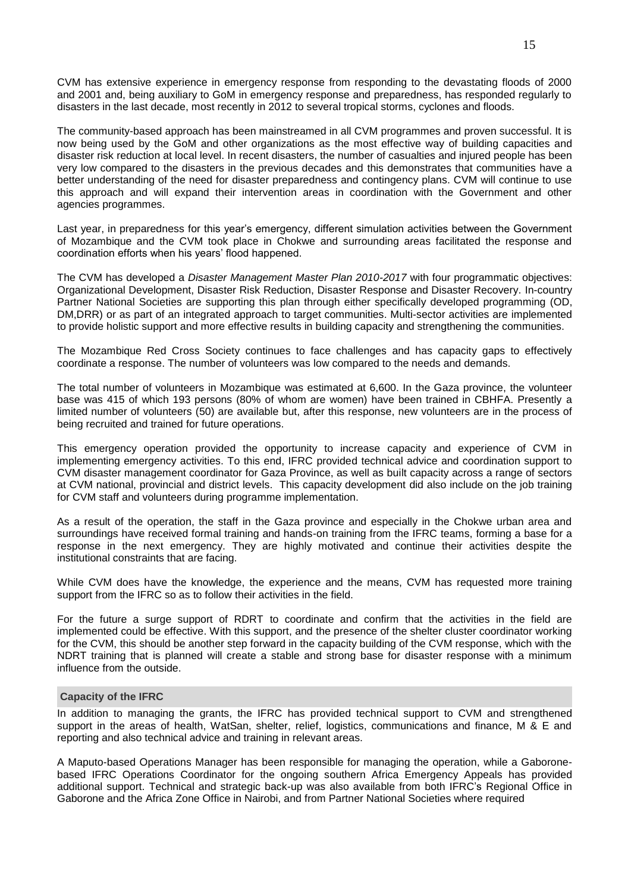CVM has extensive experience in emergency response from responding to the devastating floods of 2000 and 2001 and, being auxiliary to GoM in emergency response and preparedness, has responded regularly to disasters in the last decade, most recently in 2012 to several tropical storms, cyclones and floods.

The community-based approach has been mainstreamed in all CVM programmes and proven successful. It is now being used by the GoM and other organizations as the most effective way of building capacities and disaster risk reduction at local level. In recent disasters, the number of casualties and injured people has been very low compared to the disasters in the previous decades and this demonstrates that communities have a better understanding of the need for disaster preparedness and contingency plans. CVM will continue to use this approach and will expand their intervention areas in coordination with the Government and other agencies programmes.

Last year, in preparedness for this year's emergency, different simulation activities between the Government of Mozambique and the CVM took place in Chokwe and surrounding areas facilitated the response and coordination efforts when his years' flood happened.

The CVM has developed a *Disaster Management Master Plan 2010-2017* with four programmatic objectives: Organizational Development, Disaster Risk Reduction, Disaster Response and Disaster Recovery. In-country Partner National Societies are supporting this plan through either specifically developed programming (OD, DM,DRR) or as part of an integrated approach to target communities. Multi-sector activities are implemented to provide holistic support and more effective results in building capacity and strengthening the communities.

The Mozambique Red Cross Society continues to face challenges and has capacity gaps to effectively coordinate a response. The number of volunteers was low compared to the needs and demands.

The total number of volunteers in Mozambique was estimated at 6,600. In the Gaza province, the volunteer base was 415 of which 193 persons (80% of whom are women) have been trained in CBHFA. Presently a limited number of volunteers (50) are available but, after this response, new volunteers are in the process of being recruited and trained for future operations.

This emergency operation provided the opportunity to increase capacity and experience of CVM in implementing emergency activities. To this end, IFRC provided technical advice and coordination support to CVM disaster management coordinator for Gaza Province, as well as built capacity across a range of sectors at CVM national, provincial and district levels. This capacity development did also include on the job training for CVM staff and volunteers during programme implementation.

As a result of the operation, the staff in the Gaza province and especially in the Chokwe urban area and surroundings have received formal training and hands-on training from the IFRC teams, forming a base for a response in the next emergency. They are highly motivated and continue their activities despite the institutional constraints that are facing.

While CVM does have the knowledge, the experience and the means, CVM has requested more training support from the IFRC so as to follow their activities in the field.

For the future a surge support of RDRT to coordinate and confirm that the activities in the field are implemented could be effective. With this support, and the presence of the shelter cluster coordinator working for the CVM, this should be another step forward in the capacity building of the CVM response, which with the NDRT training that is planned will create a stable and strong base for disaster response with a minimum influence from the outside.

#### Capacity of the IFRC

In addition to managing the grants, the IFRC has provided technical support to CVM and strengthened support in the areas of health, WatSan, shelter, relief, logistics, communications and finance, M & E and reporting and also technical advice and training in relevant areas.

A Maputo-based Operations Manager has been responsible for managing the operation, while a Gaborone-based IFRC Operations Coordinator for the ongoing southern Africa Emergency Appeals has provided additional support. Technical and strategic back-up was also available from both IFRC's Regional Office in Gaborone and the Africa Zone Office in Nairobi, and from Partner National Societies where required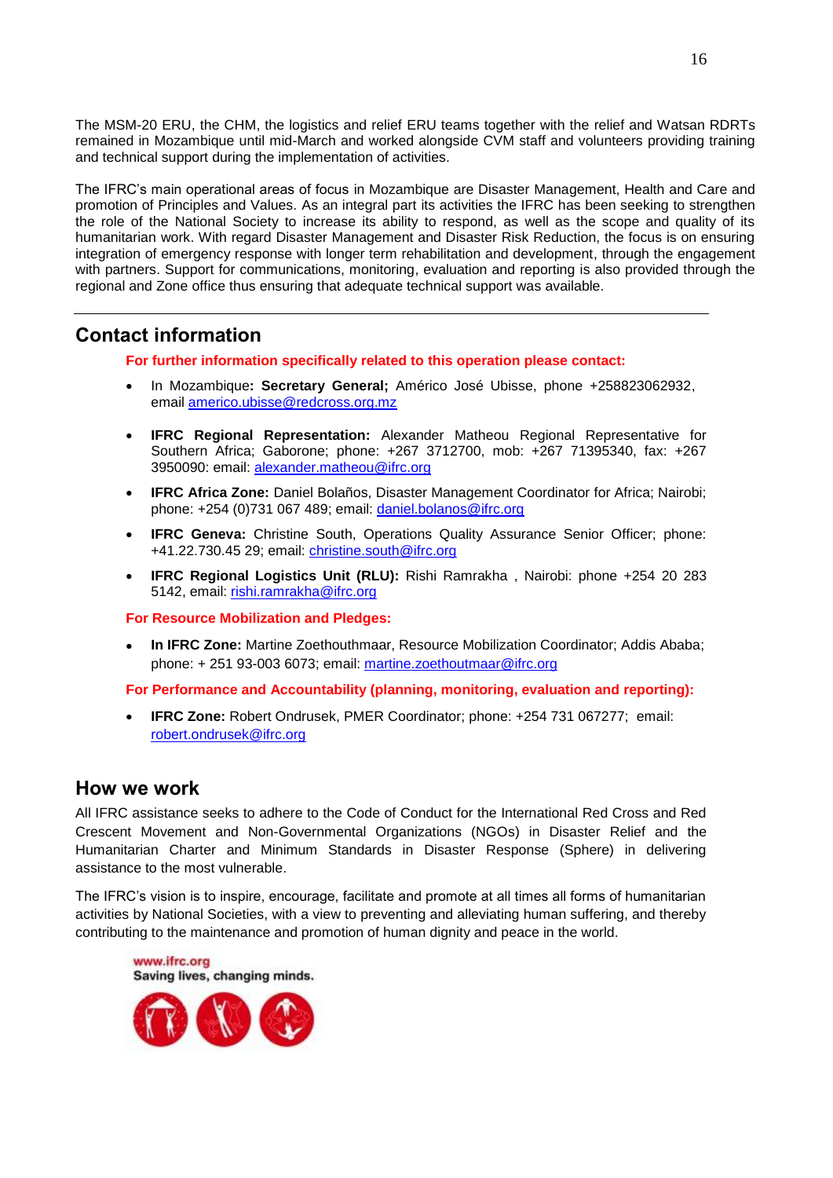The MSM-20 ERU, the CHM, the logistics and relief ERU teams together with the relief and Watsan RDRTs remained in Mozambique until mid-March and worked alongside CVM staff and volunteers providing training and technical support during the implementation of activities.

The IFRC's main operational areas of focus in Mozambique are Disaster Management, Health and Care and promotion of Principles and Values. As an integral part its activities the IFRC has been seeking to strengthen the role of the National Society to increase its ability to respond, as well as the scope and quality of its humanitarian work. With regard Disaster Management and Disaster Risk Reduction, the focus is on ensuring integration of emergency response with longer term rehabilitation and development, through the engagement with partners. Support for communications, monitoring, evaluation and reporting is also provided through the regional and Zone office thus ensuring that adequate technical support was available.

---

## Contact information

**For further information specifically related to this operation please contact:**

- In Mozambique**: Secretary General;** Américo José Ubisse, phone +258823062932, email americo.ubisse@redcross.org.mz

- **IFRC Regional Representation:** Alexander Matheou Regional Representative for Southern Africa; Gaborone; phone: +267 3712700, mob: +267 71395340, fax: +267 3950090: email: alexander.matheou@ifrc.org
- **IFRC Africa Zone:** Daniel Bolaños, Disaster Management Coordinator for Africa; Nairobi; phone: +254 (0)731 067 489; email: daniel.bolanos@ifrc.org
- **IFRC Geneva:** Christine South, Operations Quality Assurance Senior Officer; phone: +41.22.730.45 29; email: christine.south@ifrc.org
- **IFRC Regional Logistics Unit (RLU):** Rishi Ramrakha , Nairobi: phone +254 20 283 5142, email: rishi.ramrakha@ifrc.org

**For Resource Mobilization and Pledges:**

- **In IFRC Zone:** Martine Zoethouthmaar, Resource Mobilization Coordinator; Addis Ababa; phone: + 251 93-003 6073; email: martine.zoethoutmaar@ifrc.org

**For Performance and Accountability (planning, monitoring, evaluation and reporting):**

- **IFRC Zone:** Robert Ondrusek, PMER Coordinator; phone: +254 731 067277; email: robert.ondrusek@ifrc.org

## How we work

All IFRC assistance seeks to adhere to the Code of Conduct for the International Red Cross and Red Crescent Movement and Non-Governmental Organizations (NGOs) in Disaster Relief and the Humanitarian Charter and Minimum Standards in Disaster Response (Sphere) in delivering assistance to the most vulnerable.

The IFRC's vision is to inspire, encourage, facilitate and promote at all times all forms of humanitarian activities by National Societies, with a view to preventing and alleviating human suffering, and thereby contributing to the maintenance and promotion of human dignity and peace in the world.

www.ifrc.org
**Saving lives, changing minds.**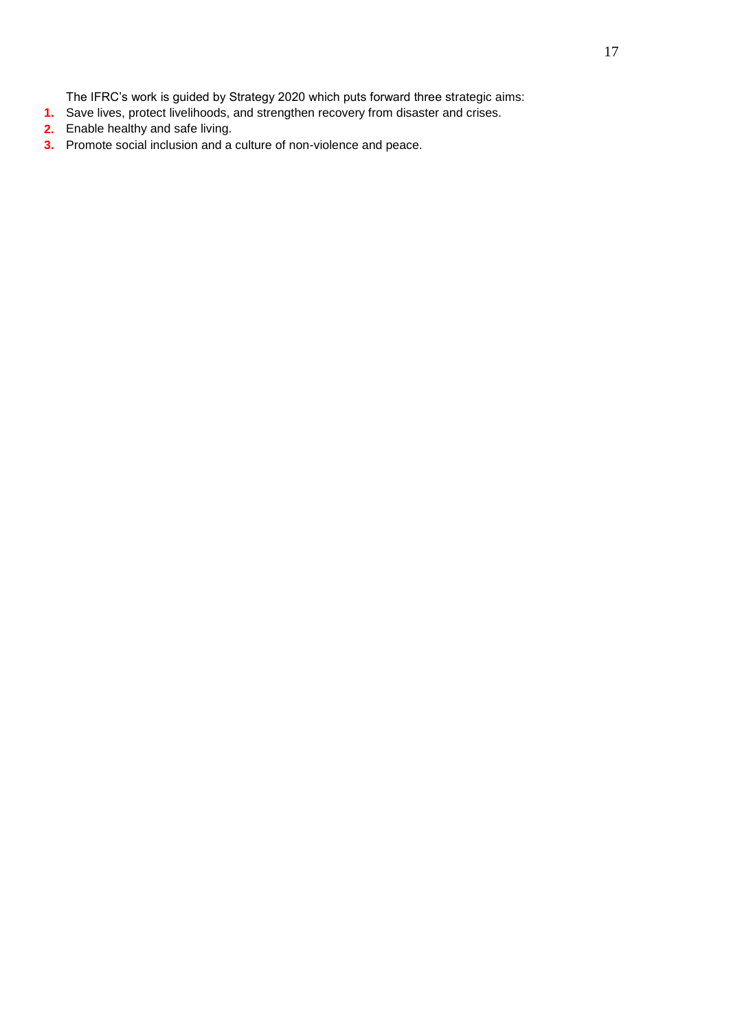The IFRC's work is guided by Strategy 2020 which puts forward three strategic aims:

1. Save lives, protect livelihoods, and strengthen recovery from disaster and crises.
2. Enable healthy and safe living.
3. Promote social inclusion and a culture of non-violence and peace.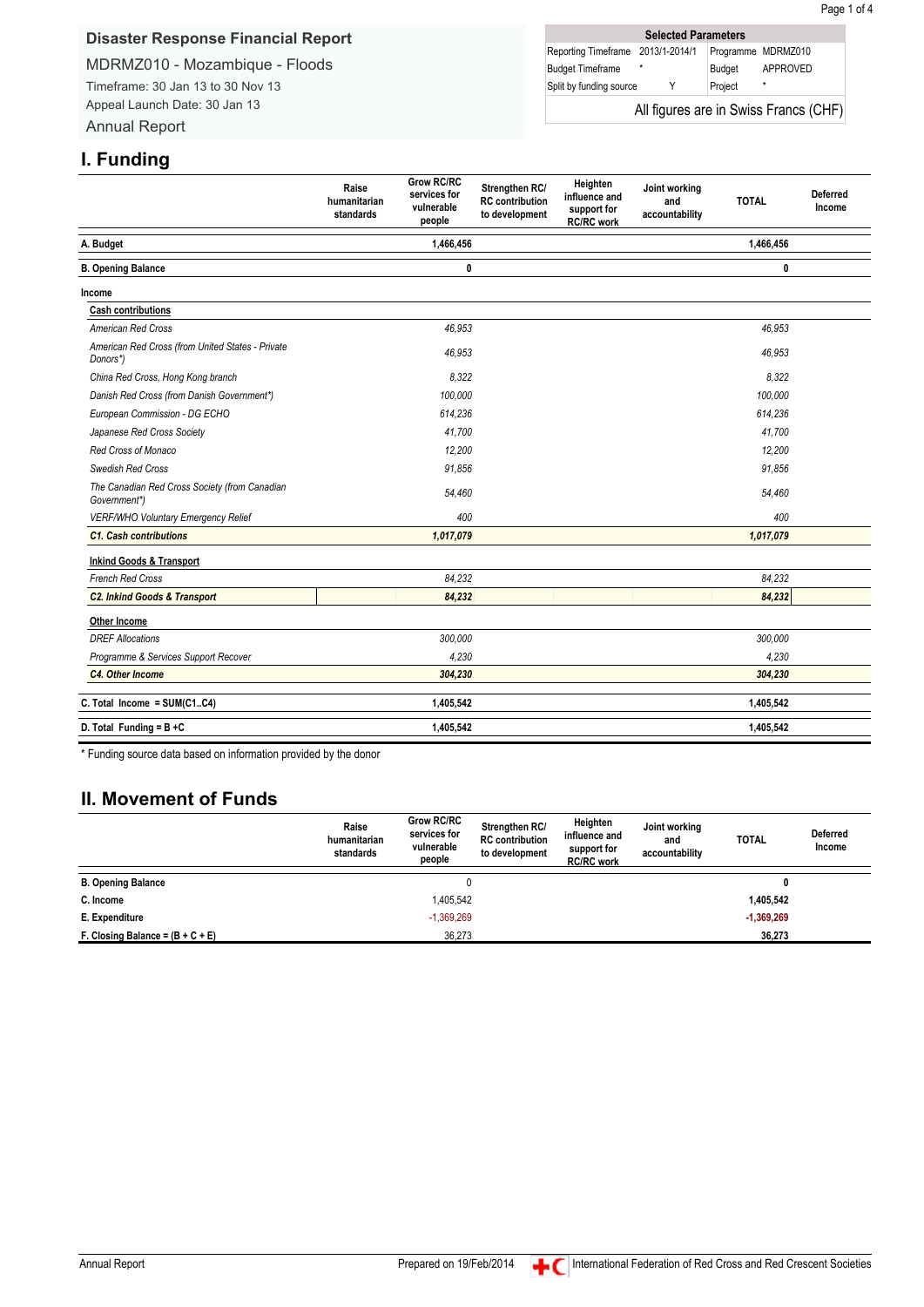## Disaster Response Financial Report

MDRMZ010 - Mozambique - Floods

Timeframe: 30 Jan 13 to 30 Nov 13

Appeal Launch Date: 30 Jan 13

Annual Report

| Selected Parameters | | | |
|---|---|---|---|
| Reporting Timeframe | 2013/1-2014/1 | Programme | MDRMZ010 |
| Budget Timeframe | * | Budget | APPROVED |
| Split by funding source | Y | Project | * |

All figures are in Swiss Francs (CHF)

# I. Funding

| | Raise humanitarian standards | Grow RC/RC services for vulnerable people | Strengthen RC/ RC contribution to development | Heighten influence and support for RC/RC work | Joint working and accountability | TOTAL | Deferred Income |
|---|---|---|---|---|---|---|---|
| **A. Budget** | | **1,466,456** | | | | **1,466,456** | |
| **B. Opening Balance** | | **0** | | | | **0** | |
| **Income** | | | | | | | |
| **Cash contributions** | | | | | | | |
| *American Red Cross* | | *46,953* | | | | *46,953* | |
| *American Red Cross (from United States - Private Donors*)* | | *46,953* | | | | *46,953* | |
| *China Red Cross, Hong Kong branch* | | *8,322* | | | | *8,322* | |
| *Danish Red Cross (from Danish Government*)* | | *100,000* | | | | *100,000* | |
| *European Commission - DG ECHO* | | *614,236* | | | | *614,236* | |
| *Japanese Red Cross Society* | | *41,700* | | | | *41,700* | |
| *Red Cross of Monaco* | | *12,200* | | | | *12,200* | |
| *Swedish Red Cross* | | *91,856* | | | | *91,856* | |
| *The Canadian Red Cross Society (from Canadian Government*)* | | *54,460* | | | | *54,460* | |
| *VERF/WHO Voluntary Emergency Relief* | | *400* | | | | *400* | |
| ***C1. Cash contributions*** | | ***1,017,079*** | | | | ***1,017,079*** | |
| **Inkind Goods & Transport** | | | | | | | |
| *French Red Cross* | | *84,232* | | | | *84,232* | |
| ***C2. Inkind Goods & Transport*** | | ***84,232*** | | | | ***84,232*** | |
| **Other Income** | | | | | | | |
| *DREF Allocations* | | *300,000* | | | | *300,000* | |
| *Programme & Services Support Recover* | | *4,230* | | | | *4,230* | |
| ***C4. Other Income*** | | ***304,230*** | | | | ***304,230*** | |
| **C. Total Income = SUM(C1..C4)** | | **1,405,542** | | | | **1,405,542** | |
| **D. Total Funding = B +C** | | **1,405,542** | | | | **1,405,542** | |

\* Funding source data based on information provided by the donor

# II. Movement of Funds

| | Raise humanitarian standards | Grow RC/RC services for vulnerable people | Strengthen RC/ RC contribution to development | Heighten influence and support for RC/RC work | Joint working and accountability | TOTAL | Deferred Income |
|---|---|---|---|---|---|---|---|
| **B. Opening Balance** | | 0 | | | | **0** | |
| **C. Income** | | 1,405,542 | | | | **1,405,542** | |
| **E. Expenditure** | | -1,369,269 | | | | **-1,369,269** | |
| **F. Closing Balance = (B + C + E)** | | 36,273 | | | | **36,273** | |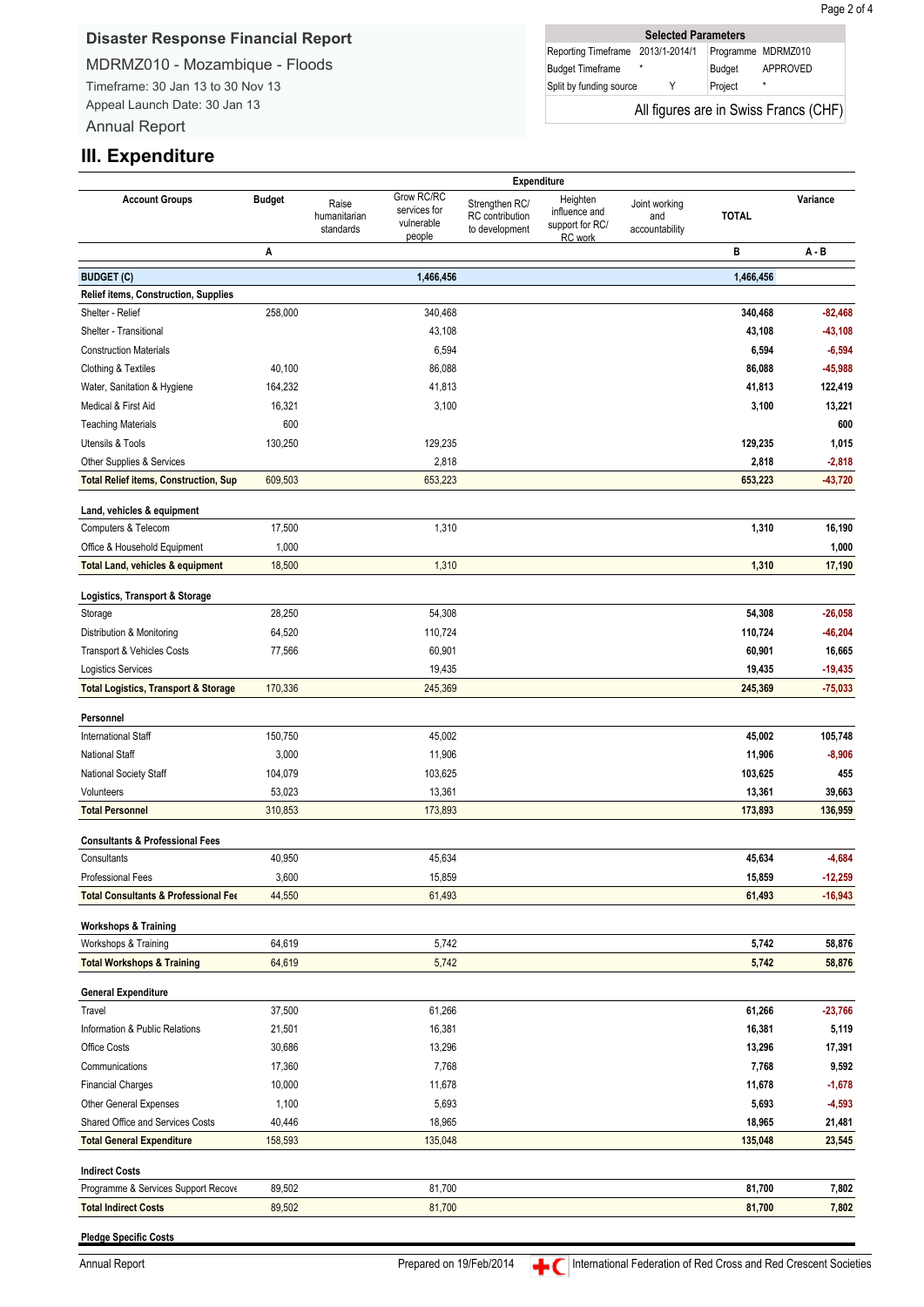## Disaster Response Financial Report

MDRMZ010 - Mozambique - Floods

Timeframe: 30 Jan 13 to 30 Nov 13

Appeal Launch Date: 30 Jan 13

Annual Report

| Selected Parameters | | | |
|---|---|---|---|
| Reporting Timeframe | 2013/1-2014/1 | Programme | MDRMZ010 |
| Budget Timeframe | * | Budget | APPROVED |
| Split by funding source | Y | Project | * |

All figures are in Swiss Francs (CHF)

# III. Expenditure

| Account Groups | Budget | Expenditure | | | | | | Variance |
|---|---|---|---|---|---|---|---|---|
| | | Raise humanitarian standards | Grow RC/RC services for vulnerable people | Strengthen RC/ RC contribution to development | Heighten influence and support for RC/ RC work | Joint working and accountability | TOTAL | |
| | A | | | | | | B | A - B |
| **BUDGET (C)** | | | 1,466,456 | | | | 1,466,456 | |
| **Relief items, Construction, Supplies** | | | | | | | | |
| Shelter - Relief | 258,000 | | 340,468 | | | | 340,468 | -82,468 |
| Shelter - Transitional | | | 43,108 | | | | 43,108 | -43,108 |
| Construction Materials | | | 6,594 | | | | 6,594 | -6,594 |
| Clothing & Textiles | 40,100 | | 86,088 | | | | 86,088 | -45,988 |
| Water, Sanitation & Hygiene | 164,232 | | 41,813 | | | | 41,813 | 122,419 |
| Medical & First Aid | 16,321 | | 3,100 | | | | 3,100 | 13,221 |
| Teaching Materials | 600 | | | | | | | 600 |
| Utensils & Tools | 130,250 | | 129,235 | | | | 129,235 | 1,015 |
| Other Supplies & Services | | | 2,818 | | | | 2,818 | -2,818 |
| **Total Relief items, Construction, Sup** | 609,503 | | 653,223 | | | | 653,223 | -43,720 |
| **Land, vehicles & equipment** | | | | | | | | |
| Computers & Telecom | 17,500 | | 1,310 | | | | 1,310 | 16,190 |
| Office & Household Equipment | 1,000 | | | | | | | 1,000 |
| **Total Land, vehicles & equipment** | 18,500 | | 1,310 | | | | 1,310 | 17,190 |
| **Logistics, Transport & Storage** | | | | | | | | |
| Storage | 28,250 | | 54,308 | | | | 54,308 | -26,058 |
| Distribution & Monitoring | 64,520 | | 110,724 | | | | 110,724 | -46,204 |
| Transport & Vehicles Costs | 77,566 | | 60,901 | | | | 60,901 | 16,665 |
| Logistics Services | | | 19,435 | | | | 19,435 | -19,435 |
| **Total Logistics, Transport & Storage** | 170,336 | | 245,369 | | | | 245,369 | -75,033 |
| **Personnel** | | | | | | | | |
| International Staff | 150,750 | | 45,002 | | | | 45,002 | 105,748 |
| National Staff | 3,000 | | 11,906 | | | | 11,906 | -8,906 |
| National Society Staff | 104,079 | | 103,625 | | | | 103,625 | 455 |
| Volunteers | 53,023 | | 13,361 | | | | 13,361 | 39,663 |
| **Total Personnel** | 310,853 | | 173,893 | | | | 173,893 | 136,959 |
| **Consultants & Professional Fees** | | | | | | | | |
| Consultants | 40,950 | | 45,634 | | | | 45,634 | -4,684 |
| Professional Fees | 3,600 | | 15,859 | | | | 15,859 | -12,259 |
| **Total Consultants & Professional Fee** | 44,550 | | 61,493 | | | | 61,493 | -16,943 |
| **Workshops & Training** | | | | | | | | |
| Workshops & Training | 64,619 | | 5,742 | | | | 5,742 | 58,876 |
| **Total Workshops & Training** | 64,619 | | 5,742 | | | | 5,742 | 58,876 |
| **General Expenditure** | | | | | | | | |
| Travel | 37,500 | | 61,266 | | | | 61,266 | -23,766 |
| Information & Public Relations | 21,501 | | 16,381 | | | | 16,381 | 5,119 |
| Office Costs | 30,686 | | 13,296 | | | | 13,296 | 17,391 |
| Communications | 17,360 | | 7,768 | | | | 7,768 | 9,592 |
| Financial Charges | 10,000 | | 11,678 | | | | 11,678 | -1,678 |
| Other General Expenses | 1,100 | | 5,693 | | | | 5,693 | -4,593 |
| Shared Office and Services Costs | 40,446 | | 18,965 | | | | 18,965 | 21,481 |
| **Total General Expenditure** | 158,593 | | 135,048 | | | | 135,048 | 23,545 |
| **Indirect Costs** | | | | | | | | |
| Programme & Services Support Recove | 89,502 | | 81,700 | | | | 81,700 | 7,802 |
| **Total Indirect Costs** | 89,502 | | 81,700 | | | | 81,700 | 7,802 |
| **Pledge Specific Costs** | | | | | | | | |

Prepared on 19/Feb/2014

International Federation of Red Cross and Red Crescent Societies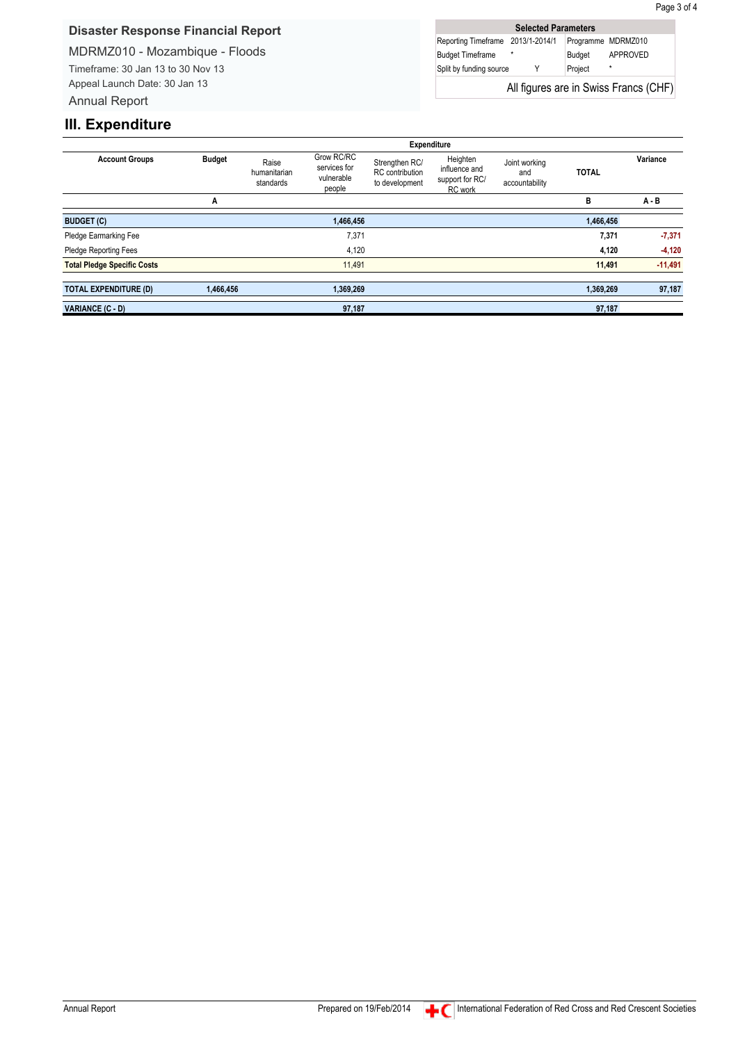## Disaster Response Financial Report

MDRMZ010 - Mozambique - Floods

Timeframe: 30 Jan 13 to 30 Nov 13

Appeal Launch Date: 30 Jan 13

Annual Report

| Selected Parameters | | | |
|---|---|---|---|
| Reporting Timeframe | 2013/1-2014/1 | Programme | MDRMZ010 |
| Budget Timeframe | * | Budget | APPROVED |
| Split by funding source | Y | Project | * |

All figures are in Swiss Francs (CHF)

# III. Expenditure

| Account Groups | Budget | Expenditure | | | | | | Variance |
|---|---|---|---|---|---|---|---|---|
| | | Raise humanitarian standards | Grow RC/RC services for vulnerable people | Strengthen RC/RC contribution to development | Heighten influence and support for RC/RC work | Joint working and accountability | TOTAL | |
| | A | | | | | | B | A - B |
| **BUDGET (C)** | | | **1,466,456** | | | | **1,466,456** | |
| Pledge Earmarking Fee | | | 7,371 | | | | **7,371** | **-7,371** |
| Pledge Reporting Fees | | | 4,120 | | | | **4,120** | **-4,120** |
| **Total Pledge Specific Costs** | | | 11,491 | | | | **11,491** | **-11,491** |
| **TOTAL EXPENDITURE (D)** | **1,466,456** | | **1,369,269** | | | | **1,369,269** | **97,187** |
| **VARIANCE (C - D)** | | | **97,187** | | | | **97,187** | |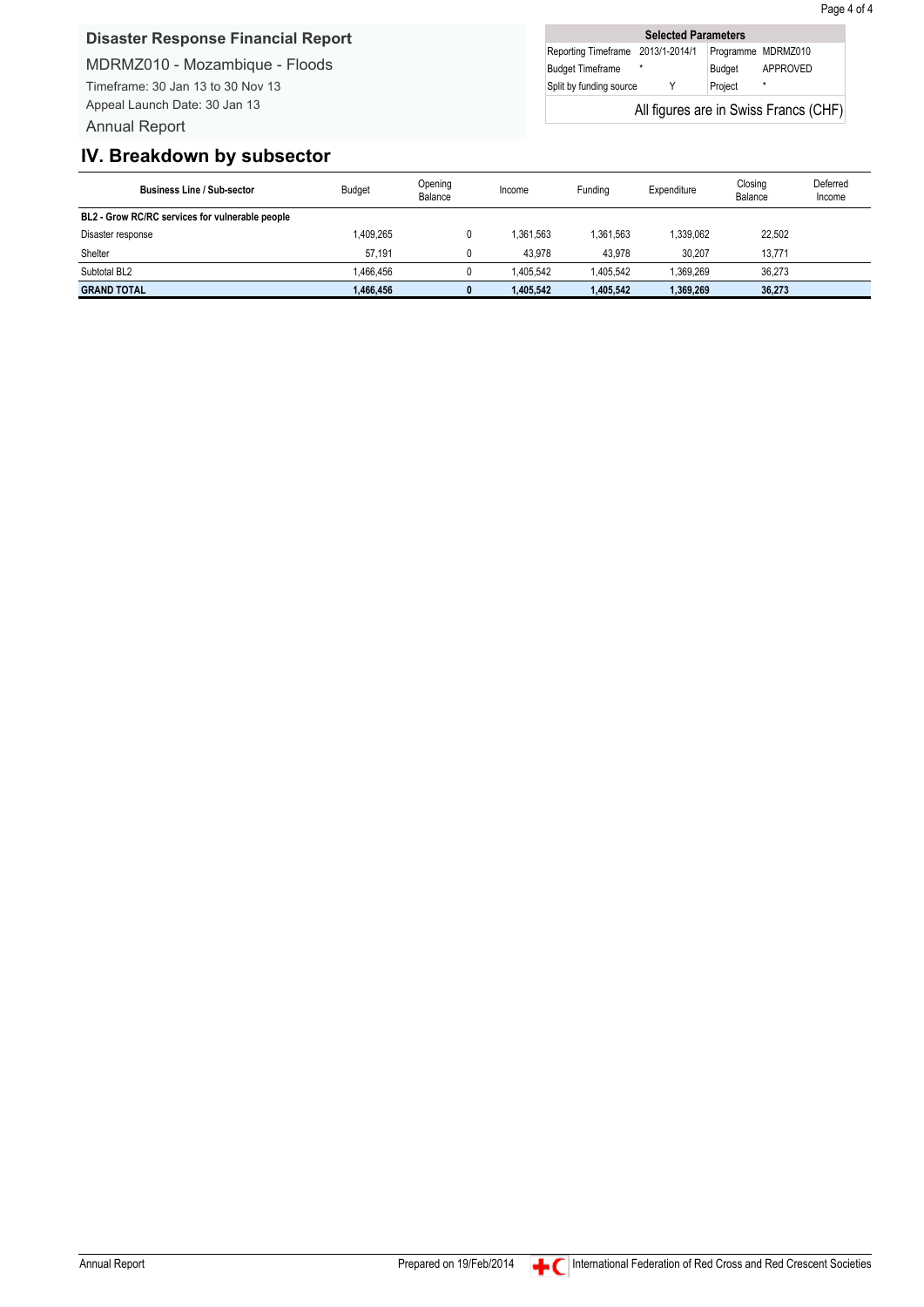## Disaster Response Financial Report

MDRMZ010 - Mozambique - Floods

Timeframe: 30 Jan 13 to 30 Nov 13

Appeal Launch Date: 30 Jan 13

Annual Report

| Selected Parameters | | | |
|---|---|---|---|
| Reporting Timeframe | 2013/1-2014/1 | Programme | MDRMZ010 |
| Budget Timeframe | * | Budget | APPROVED |
| Split by funding source | Y | Project | * |

All figures are in Swiss Francs (CHF)

# IV. Breakdown by subsector

| Business Line / Sub-sector | Budget | Opening Balance | Income | Funding | Expenditure | Closing Balance | Deferred Income |
|---|---|---|---|---|---|---|---|
| **BL2 - Grow RC/RC services for vulnerable people** | | | | | | | |
| Disaster response | 1,409,265 | 0 | 1,361,563 | 1,361,563 | 1,339,062 | 22,502 | |
| Shelter | 57,191 | 0 | 43,978 | 43,978 | 30,207 | 13,771 | |
| Subtotal BL2 | 1,466,456 | 0 | 1,405,542 | 1,405,542 | 1,369,269 | 36,273 | |
| **GRAND TOTAL** | **1,466,456** | **0** | **1,405,542** | **1,405,542** | **1,369,269** | **36,273** | |

Annual Report

Prepared on 19/Feb/2014

International Federation of Red Cross and Red Crescent Societies